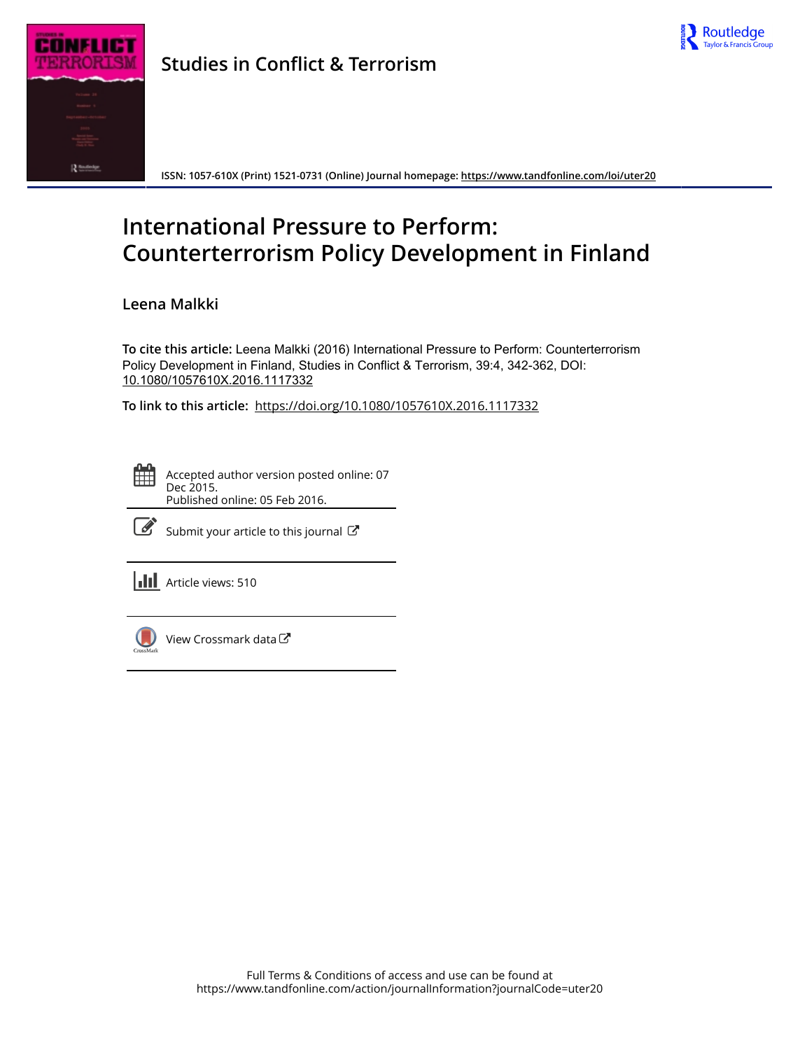Studies in Conflict & Terrorism

ISSN: 1057-610X (Print) 1521-0731 (Online) Journal homepage: https://www.tandfonline.com/loi/uter20

# International Pressure to Perform: Counterterrorism Policy Development in Finland

Leena Malkki

**To cite this article:** Leena Malkki (2016) International Pressure to Perform: Counterterrorism Policy Development in Finland, Studies in Conflict & Terrorism, 39:4, 342-362, DOI: 10.1080/1057610X.2016.1117332

**To link to this article:** https://doi.org/10.1080/1057610X.2016.1117332

Accepted author version posted online: 07 Dec 2015.
Published online: 05 Feb 2016.

Submit your article to this journal

Article views: 510

View Crossmark data

Full Terms & Conditions of access and use can be found at
https://www.tandfonline.com/action/journalInformation?journalCode=uter20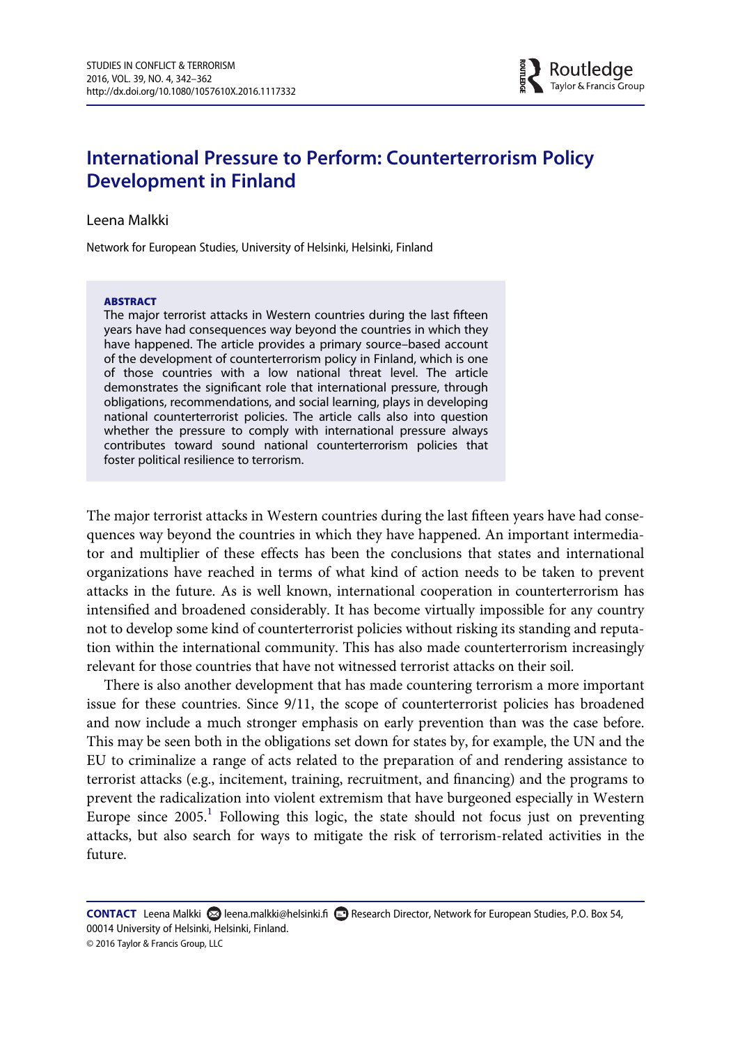# International Pressure to Perform: Counterterrorism Policy Development in Finland

Leena Malkki

Network for European Studies, University of Helsinki, Helsinki, Finland

**ABSTRACT**

The major terrorist attacks in Western countries during the last fifteen years have had consequences way beyond the countries in which they have happened. The article provides a primary source–based account of the development of counterterrorism policy in Finland, which is one of those countries with a low national threat level. The article demonstrates the significant role that international pressure, through obligations, recommendations, and social learning, plays in developing national counterterrorist policies. The article calls also into question whether the pressure to comply with international pressure always contributes toward sound national counterterrorism policies that foster political resilience to terrorism.

The major terrorist attacks in Western countries during the last fifteen years have had consequences way beyond the countries in which they have happened. An important intermediator and multiplier of these effects has been the conclusions that states and international organizations have reached in terms of what kind of action needs to be taken to prevent attacks in the future. As is well known, international cooperation in counterterrorism has intensified and broadened considerably. It has become virtually impossible for any country not to develop some kind of counterterrorist policies without risking its standing and reputation within the international community. This has also made counterterrorism increasingly relevant for those countries that have not witnessed terrorist attacks on their soil.

There is also another development that has made countering terrorism a more important issue for these countries. Since 9/11, the scope of counterterrorist policies has broadened and now include a much stronger emphasis on early prevention than was the case before. This may be seen both in the obligations set down for states by, for example, the UN and the EU to criminalize a range of acts related to the preparation of and rendering assistance to terrorist attacks (e.g., incitement, training, recruitment, and financing) and the programs to prevent the radicalization into violent extremism that have burgeoned especially in Western Europe since 2005.[1] Following this logic, the state should not focus just on preventing attacks, but also search for ways to mitigate the risk of terrorism-related activities in the future.

**CONTACT** Leena Malkki leena.malkki@helsinki.fi Research Director, Network for European Studies, P.O. Box 54, 00014 University of Helsinki, Helsinki, Finland.

© 2016 Taylor & Francis Group, LLC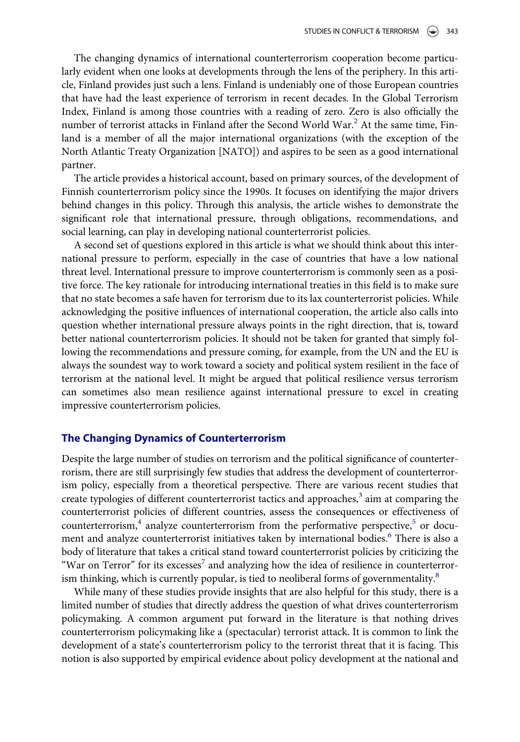The changing dynamics of international counterterrorism cooperation become particularly evident when one looks at developments through the lens of the periphery. In this article, Finland provides just such a lens. Finland is undeniably one of those European countries that have had the least experience of terrorism in recent decades. In the Global Terrorism Index, Finland is among those countries with a reading of zero. Zero is also officially the number of terrorist attacks in Finland after the Second World War.[2] At the same time, Finland is a member of all the major international organizations (with the exception of the North Atlantic Treaty Organization [NATO]) and aspires to be seen as a good international partner.

The article provides a historical account, based on primary sources, of the development of Finnish counterterrorism policy since the 1990s. It focuses on identifying the major drivers behind changes in this policy. Through this analysis, the article wishes to demonstrate the significant role that international pressure, through obligations, recommendations, and social learning, can play in developing national counterterrorist policies.

A second set of questions explored in this article is what we should think about this international pressure to perform, especially in the case of countries that have a low national threat level. International pressure to improve counterterrorism is commonly seen as a positive force. The key rationale for introducing international treaties in this field is to make sure that no state becomes a safe haven for terrorism due to its lax counterterrorist policies. While acknowledging the positive influences of international cooperation, the article also calls into question whether international pressure always points in the right direction, that is, toward better national counterterrorism policies. It should not be taken for granted that simply following the recommendations and pressure coming, for example, from the UN and the EU is always the soundest way to work toward a society and political system resilient in the face of terrorism at the national level. It might be argued that political resilience versus terrorism can sometimes also mean resilience against international pressure to excel in creating impressive counterterrorism policies.

## The Changing Dynamics of Counterterrorism

Despite the large number of studies on terrorism and the political significance of counterterrorism, there are still surprisingly few studies that address the development of counterterrorism policy, especially from a theoretical perspective. There are various recent studies that create typologies of different counterterrorist tactics and approaches,[3] aim at comparing the counterterrorist policies of different countries, assess the consequences or effectiveness of counterterrorism,[4] analyze counterterrorism from the performative perspective,[5] or document and analyze counterterrorist initiatives taken by international bodies.[6] There is also a body of literature that takes a critical stand toward counterterrorist policies by criticizing the "War on Terror" for its excesses[7] and analyzing how the idea of resilience in counterterrorism thinking, which is currently popular, is tied to neoliberal forms of governmentality.[8]

While many of these studies provide insights that are also helpful for this study, there is a limited number of studies that directly address the question of what drives counterterrorism policymaking. A common argument put forward in the literature is that nothing drives counterterrorism policymaking like a (spectacular) terrorist attack. It is common to link the development of a state's counterterrorism policy to the terrorist threat that it is facing. This notion is also supported by empirical evidence about policy development at the national and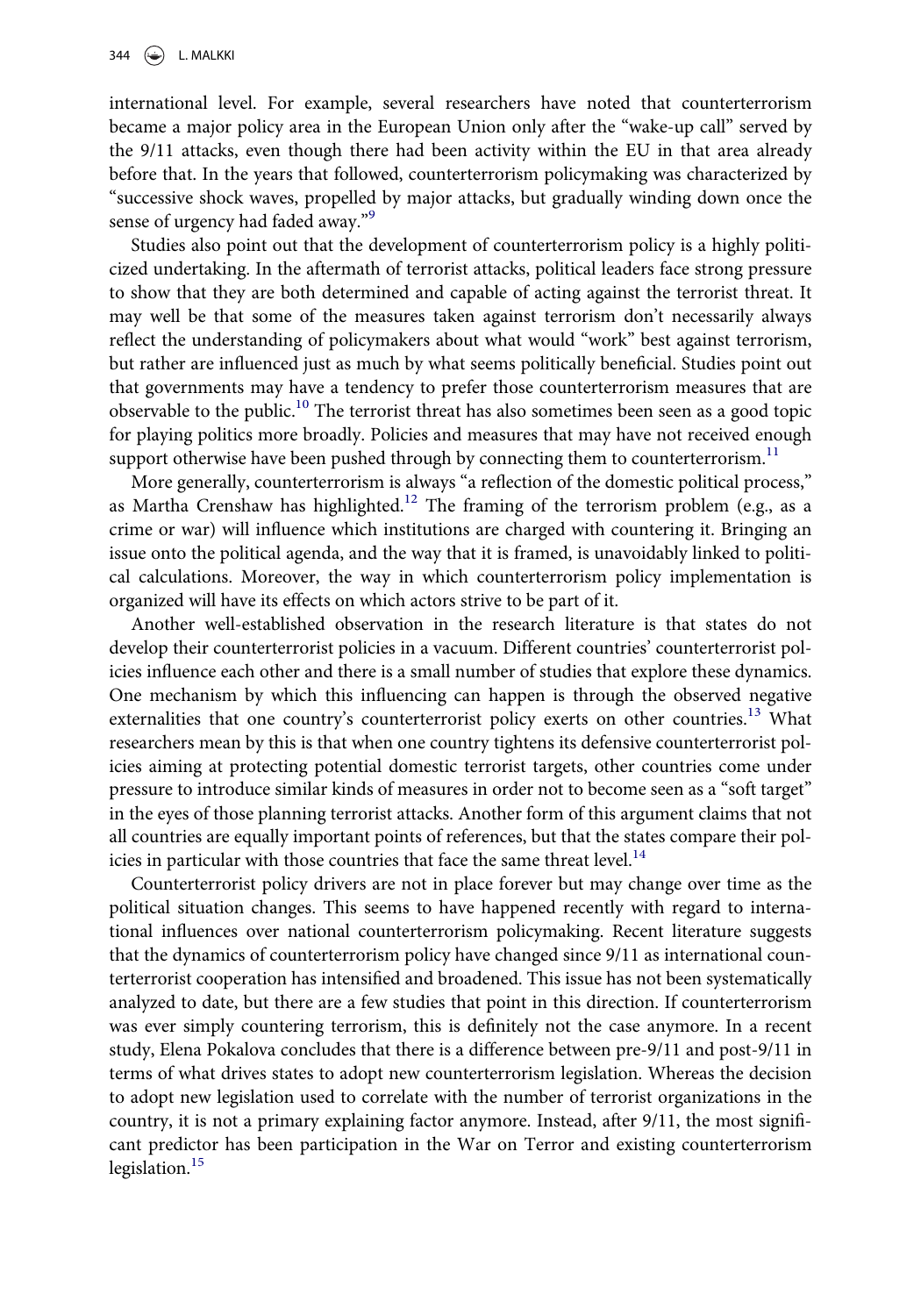international level. For example, several researchers have noted that counterterrorism became a major policy area in the European Union only after the "wake-up call" served by the 9/11 attacks, even though there had been activity within the EU in that area already before that. In the years that followed, counterterrorism policymaking was characterized by "successive shock waves, propelled by major attacks, but gradually winding down once the sense of urgency had faded away."[9]

Studies also point out that the development of counterterrorism policy is a highly politicized undertaking. In the aftermath of terrorist attacks, political leaders face strong pressure to show that they are both determined and capable of acting against the terrorist threat. It may well be that some of the measures taken against terrorism don't necessarily always reflect the understanding of policymakers about what would "work" best against terrorism, but rather are influenced just as much by what seems politically beneficial. Studies point out that governments may have a tendency to prefer those counterterrorism measures that are observable to the public.[10] The terrorist threat has also sometimes been seen as a good topic for playing politics more broadly. Policies and measures that may have not received enough support otherwise have been pushed through by connecting them to counterterrorism.[11]

More generally, counterterrorism is always "a reflection of the domestic political process," as Martha Crenshaw has highlighted.[12] The framing of the terrorism problem (e.g., as a crime or war) will influence which institutions are charged with countering it. Bringing an issue onto the political agenda, and the way that it is framed, is unavoidably linked to political calculations. Moreover, the way in which counterterrorism policy implementation is organized will have its effects on which actors strive to be part of it.

Another well-established observation in the research literature is that states do not develop their counterterrorist policies in a vacuum. Different countries' counterterrorist policies influence each other and there is a small number of studies that explore these dynamics. One mechanism by which this influencing can happen is through the observed negative externalities that one country's counterterrorist policy exerts on other countries.[13] What researchers mean by this is that when one country tightens its defensive counterterrorist policies aiming at protecting potential domestic terrorist targets, other countries come under pressure to introduce similar kinds of measures in order not to become seen as a "soft target" in the eyes of those planning terrorist attacks. Another form of this argument claims that not all countries are equally important points of references, but that the states compare their policies in particular with those countries that face the same threat level.[14]

Counterterrorist policy drivers are not in place forever but may change over time as the political situation changes. This seems to have happened recently with regard to international influences over national counterterrorism policymaking. Recent literature suggests that the dynamics of counterterrorism policy have changed since 9/11 as international counterterrorist cooperation has intensified and broadened. This issue has not been systematically analyzed to date, but there are a few studies that point in this direction. If counterterrorism was ever simply countering terrorism, this is definitely not the case anymore. In a recent study, Elena Pokalova concludes that there is a difference between pre-9/11 and post-9/11 in terms of what drives states to adopt new counterterrorism legislation. Whereas the decision to adopt new legislation used to correlate with the number of terrorist organizations in the country, it is not a primary explaining factor anymore. Instead, after 9/11, the most significant predictor has been participation in the War on Terror and existing counterterrorism legislation.[15]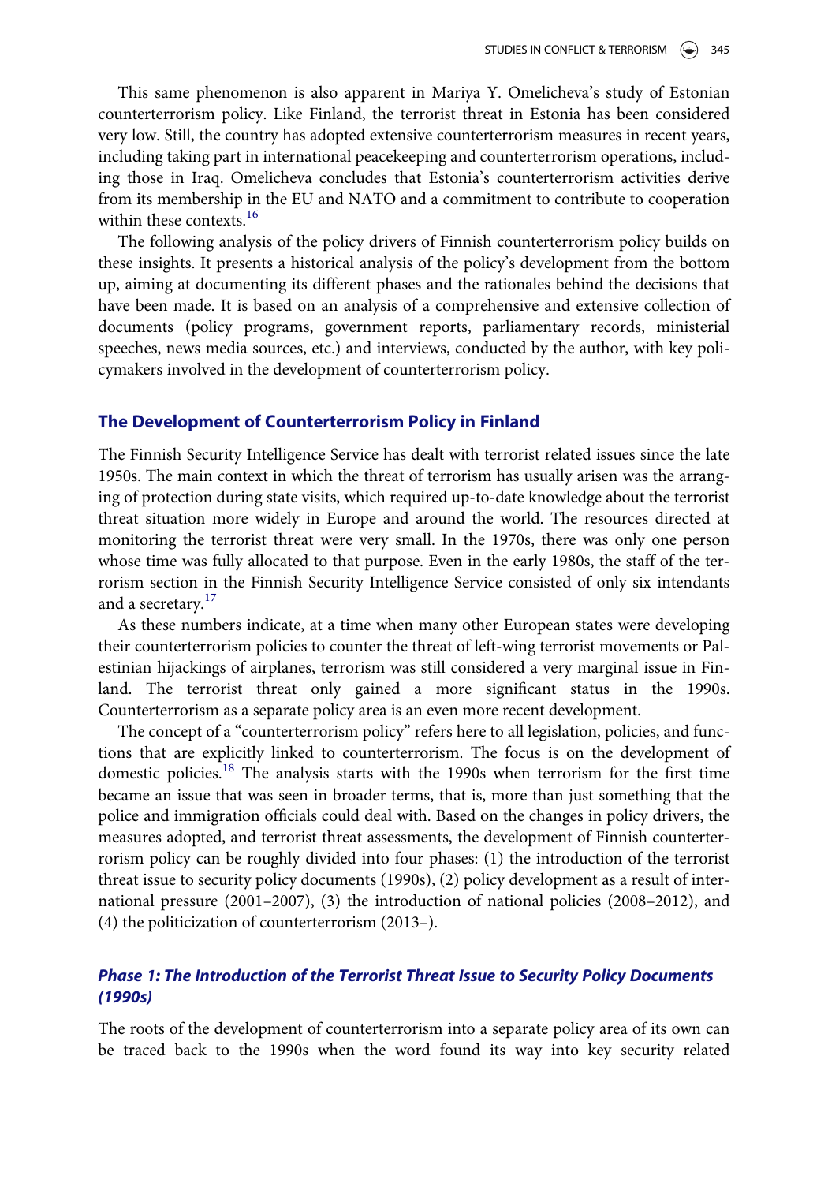This same phenomenon is also apparent in Mariya Y. Omelicheva's study of Estonian counterterrorism policy. Like Finland, the terrorist threat in Estonia has been considered very low. Still, the country has adopted extensive counterterrorism measures in recent years, including taking part in international peacekeeping and counterterrorism operations, including those in Iraq. Omelicheva concludes that Estonia's counterterrorism activities derive from its membership in the EU and NATO and a commitment to contribute to cooperation within these contexts.[16]

The following analysis of the policy drivers of Finnish counterterrorism policy builds on these insights. It presents a historical analysis of the policy's development from the bottom up, aiming at documenting its different phases and the rationales behind the decisions that have been made. It is based on an analysis of a comprehensive and extensive collection of documents (policy programs, government reports, parliamentary records, ministerial speeches, news media sources, etc.) and interviews, conducted by the author, with key policymakers involved in the development of counterterrorism policy.

## The Development of Counterterrorism Policy in Finland

The Finnish Security Intelligence Service has dealt with terrorist related issues since the late 1950s. The main context in which the threat of terrorism has usually arisen was the arranging of protection during state visits, which required up-to-date knowledge about the terrorist threat situation more widely in Europe and around the world. The resources directed at monitoring the terrorist threat were very small. In the 1970s, there was only one person whose time was fully allocated to that purpose. Even in the early 1980s, the staff of the terrorism section in the Finnish Security Intelligence Service consisted of only six intendants and a secretary.[17]

As these numbers indicate, at a time when many other European states were developing their counterterrorism policies to counter the threat of left-wing terrorist movements or Palestinian hijackings of airplanes, terrorism was still considered a very marginal issue in Finland. The terrorist threat only gained a more significant status in the 1990s. Counterterrorism as a separate policy area is an even more recent development.

The concept of a "counterterrorism policy" refers here to all legislation, policies, and functions that are explicitly linked to counterterrorism. The focus is on the development of domestic policies.[18] The analysis starts with the 1990s when terrorism for the first time became an issue that was seen in broader terms, that is, more than just something that the police and immigration officials could deal with. Based on the changes in policy drivers, the measures adopted, and terrorist threat assessments, the development of Finnish counterterrorism policy can be roughly divided into four phases: (1) the introduction of the terrorist threat issue to security policy documents (1990s), (2) policy development as a result of international pressure (2001–2007), (3) the introduction of national policies (2008–2012), and (4) the politicization of counterterrorism (2013–).

### *Phase 1: The Introduction of the Terrorist Threat Issue to Security Policy Documents (1990s)*

The roots of the development of counterterrorism into a separate policy area of its own can be traced back to the 1990s when the word found its way into key security related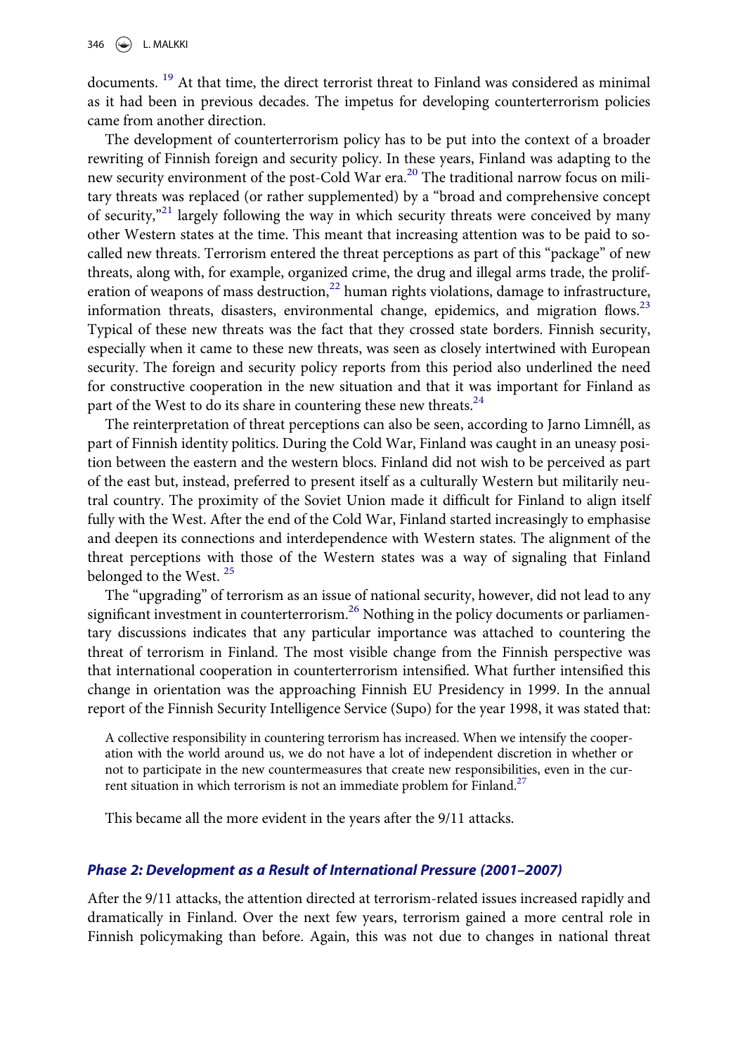documents. [19] At that time, the direct terrorist threat to Finland was considered as minimal as it had been in previous decades. The impetus for developing counterterrorism policies came from another direction.

The development of counterterrorism policy has to be put into the context of a broader rewriting of Finnish foreign and security policy. In these years, Finland was adapting to the new security environment of the post-Cold War era.[20] The traditional narrow focus on military threats was replaced (or rather supplemented) by a "broad and comprehensive concept of security,"[21] largely following the way in which security threats were conceived by many other Western states at the time. This meant that increasing attention was to be paid to so-called new threats. Terrorism entered the threat perceptions as part of this "package" of new threats, along with, for example, organized crime, the drug and illegal arms trade, the proliferation of weapons of mass destruction,[22] human rights violations, damage to infrastructure, information threats, disasters, environmental change, epidemics, and migration flows.[23] Typical of these new threats was the fact that they crossed state borders. Finnish security, especially when it came to these new threats, was seen as closely intertwined with European security. The foreign and security policy reports from this period also underlined the need for constructive cooperation in the new situation and that it was important for Finland as part of the West to do its share in countering these new threats.[24]

The reinterpretation of threat perceptions can also be seen, according to Jarno Limnéll, as part of Finnish identity politics. During the Cold War, Finland was caught in an uneasy position between the eastern and the western blocs. Finland did not wish to be perceived as part of the east but, instead, preferred to present itself as a culturally Western but militarily neutral country. The proximity of the Soviet Union made it difficult for Finland to align itself fully with the West. After the end of the Cold War, Finland started increasingly to emphasise and deepen its connections and interdependence with Western states. The alignment of the threat perceptions with those of the Western states was a way of signaling that Finland belonged to the West. [25]

The "upgrading" of terrorism as an issue of national security, however, did not lead to any significant investment in counterterrorism.[26] Nothing in the policy documents or parliamentary discussions indicates that any particular importance was attached to countering the threat of terrorism in Finland. The most visible change from the Finnish perspective was that international cooperation in counterterrorism intensified. What further intensified this change in orientation was the approaching Finnish EU Presidency in 1999. In the annual report of the Finnish Security Intelligence Service (Supo) for the year 1998, it was stated that:

> A collective responsibility in countering terrorism has increased. When we intensify the cooperation with the world around us, we do not have a lot of independent discretion in whether or not to participate in the new countermeasures that create new responsibilities, even in the current situation in which terrorism is not an immediate problem for Finland.[27]

This became all the more evident in the years after the 9/11 attacks.

### *Phase 2: Development as a Result of International Pressure (2001–2007)*

After the 9/11 attacks, the attention directed at terrorism-related issues increased rapidly and dramatically in Finland. Over the next few years, terrorism gained a more central role in Finnish policymaking than before. Again, this was not due to changes in national threat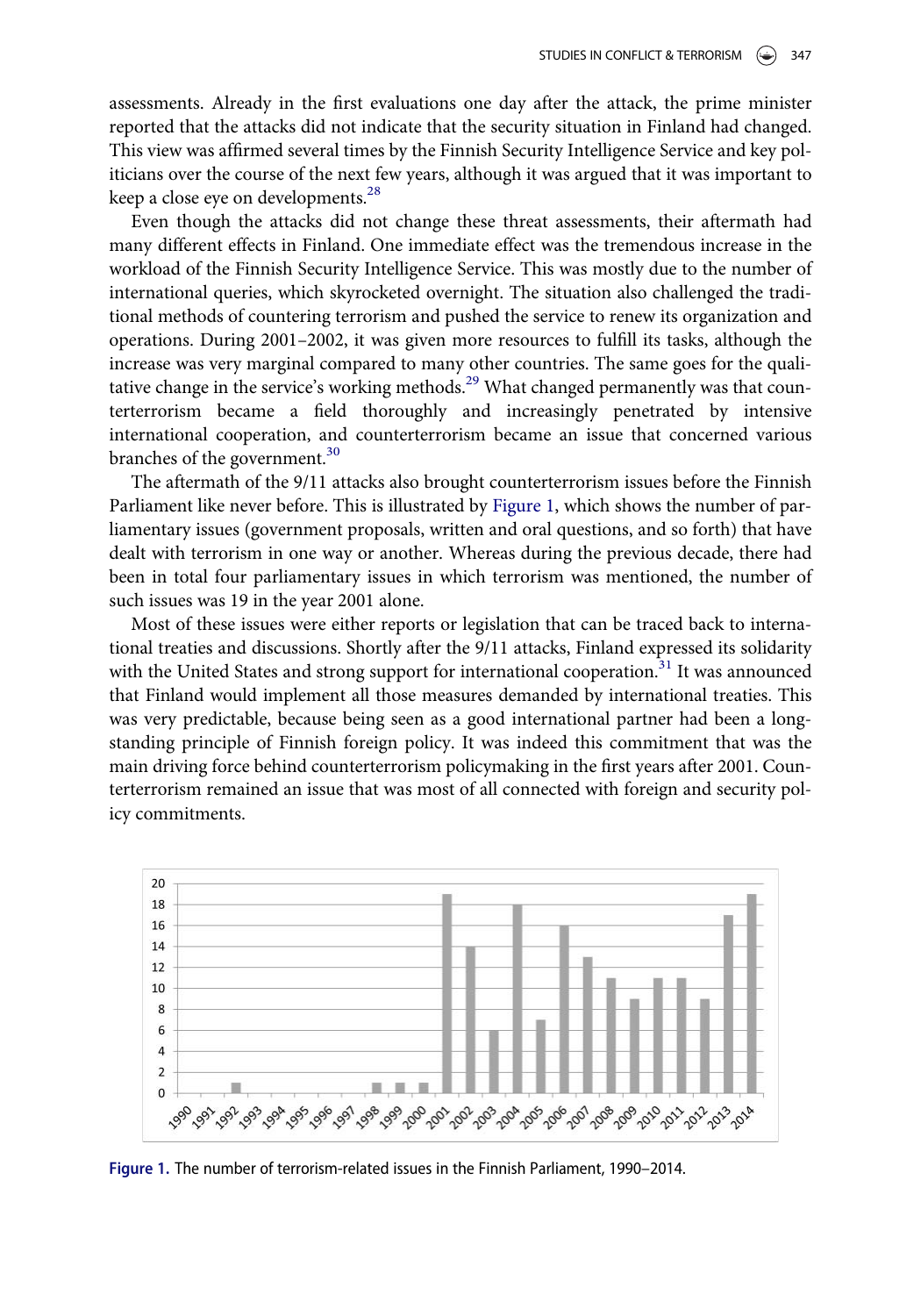assessments. Already in the first evaluations one day after the attack, the prime minister reported that the attacks did not indicate that the security situation in Finland had changed. This view was affirmed several times by the Finnish Security Intelligence Service and key politicians over the course of the next few years, although it was argued that it was important to keep a close eye on developments.[28]

Even though the attacks did not change these threat assessments, their aftermath had many different effects in Finland. One immediate effect was the tremendous increase in the workload of the Finnish Security Intelligence Service. This was mostly due to the number of international queries, which skyrocketed overnight. The situation also challenged the traditional methods of countering terrorism and pushed the service to renew its organization and operations. During 2001–2002, it was given more resources to fulfill its tasks, although the increase was very marginal compared to many other countries. The same goes for the qualitative change in the service's working methods.[29] What changed permanently was that counterterrorism became a field thoroughly and increasingly penetrated by intensive international cooperation, and counterterrorism became an issue that concerned various branches of the government.[30]

The aftermath of the 9/11 attacks also brought counterterrorism issues before the Finnish Parliament like never before. This is illustrated by Figure 1, which shows the number of parliamentary issues (government proposals, written and oral questions, and so forth) that have dealt with terrorism in one way or another. Whereas during the previous decade, there had been in total four parliamentary issues in which terrorism was mentioned, the number of such issues was 19 in the year 2001 alone.

Most of these issues were either reports or legislation that can be traced back to international treaties and discussions. Shortly after the 9/11 attacks, Finland expressed its solidarity with the United States and strong support for international cooperation.[31] It was announced that Finland would implement all those measures demanded by international treaties. This was very predictable, because being seen as a good international partner had been a longstanding principle of Finnish foreign policy. It was indeed this commitment that was the main driving force behind counterterrorism policymaking in the first years after 2001. Counterterrorism remained an issue that was most of all connected with foreign and security policy commitments.

| Year | Number |
|---|---|
| 1990 | 0 |
| 1991 | 0 |
| 1992 | 1 |
| 1993 | 0 |
| 1994 | 0 |
| 1995 | 0 |
| 1996 | 0 |
| 1997 | 0 |
| 1998 | 1 |
| 1999 | 1 |
| 2000 | 1 |
| 2001 | 19 |
| 2002 | 14 |
| 2003 | 6 |
| 2004 | 18 |
| 2005 | 7 |
| 2006 | 16 |
| 2007 | 13 |
| 2008 | 11 |
| 2009 | 9 |
| 2010 | 11 |
| 2011 | 11 |
| 2012 | 9 |
| 2013 | 17 |
| 2014 | 19 |

**Figure 1.** The number of terrorism-related issues in the Finnish Parliament, 1990–2014.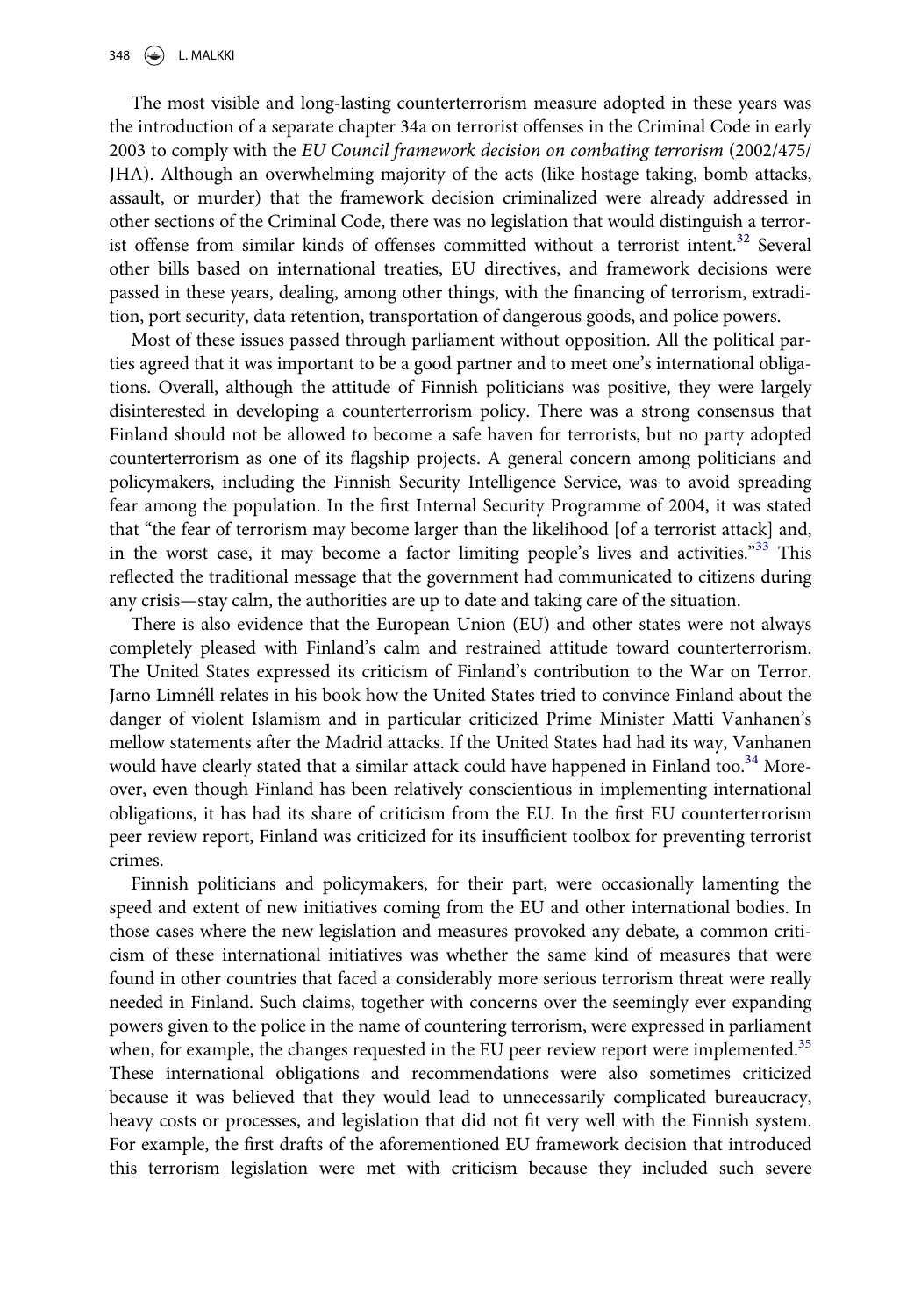The most visible and long-lasting counterterrorism measure adopted in these years was the introduction of a separate chapter 34a on terrorist offenses in the Criminal Code in early 2003 to comply with the *EU Council framework decision on combating terrorism* (2002/475/JHA). Although an overwhelming majority of the acts (like hostage taking, bomb attacks, assault, or murder) that the framework decision criminalized were already addressed in other sections of the Criminal Code, there was no legislation that would distinguish a terrorist offense from similar kinds of offenses committed without a terrorist intent.[32] Several other bills based on international treaties, EU directives, and framework decisions were passed in these years, dealing, among other things, with the financing of terrorism, extradition, port security, data retention, transportation of dangerous goods, and police powers.

Most of these issues passed through parliament without opposition. All the political parties agreed that it was important to be a good partner and to meet one's international obligations. Overall, although the attitude of Finnish politicians was positive, they were largely disinterested in developing a counterterrorism policy. There was a strong consensus that Finland should not be allowed to become a safe haven for terrorists, but no party adopted counterterrorism as one of its flagship projects. A general concern among politicians and policymakers, including the Finnish Security Intelligence Service, was to avoid spreading fear among the population. In the first Internal Security Programme of 2004, it was stated that "the fear of terrorism may become larger than the likelihood [of a terrorist attack] and, in the worst case, it may become a factor limiting people's lives and activities."[33] This reflected the traditional message that the government had communicated to citizens during any crisis—stay calm, the authorities are up to date and taking care of the situation.

There is also evidence that the European Union (EU) and other states were not always completely pleased with Finland's calm and restrained attitude toward counterterrorism. The United States expressed its criticism of Finland's contribution to the War on Terror. Jarno Limnéll relates in his book how the United States tried to convince Finland about the danger of violent Islamism and in particular criticized Prime Minister Matti Vanhanen's mellow statements after the Madrid attacks. If the United States had had its way, Vanhanen would have clearly stated that a similar attack could have happened in Finland too.[34] Moreover, even though Finland has been relatively conscientious in implementing international obligations, it has had its share of criticism from the EU. In the first EU counterterrorism peer review report, Finland was criticized for its insufficient toolbox for preventing terrorist crimes.

Finnish politicians and policymakers, for their part, were occasionally lamenting the speed and extent of new initiatives coming from the EU and other international bodies. In those cases where the new legislation and measures provoked any debate, a common criticism of these international initiatives was whether the same kind of measures that were found in other countries that faced a considerably more serious terrorism threat were really needed in Finland. Such claims, together with concerns over the seemingly ever expanding powers given to the police in the name of countering terrorism, were expressed in parliament when, for example, the changes requested in the EU peer review report were implemented.[35] These international obligations and recommendations were also sometimes criticized because it was believed that they would lead to unnecessarily complicated bureaucracy, heavy costs or processes, and legislation that did not fit very well with the Finnish system. For example, the first drafts of the aforementioned EU framework decision that introduced this terrorism legislation were met with criticism because they included such severe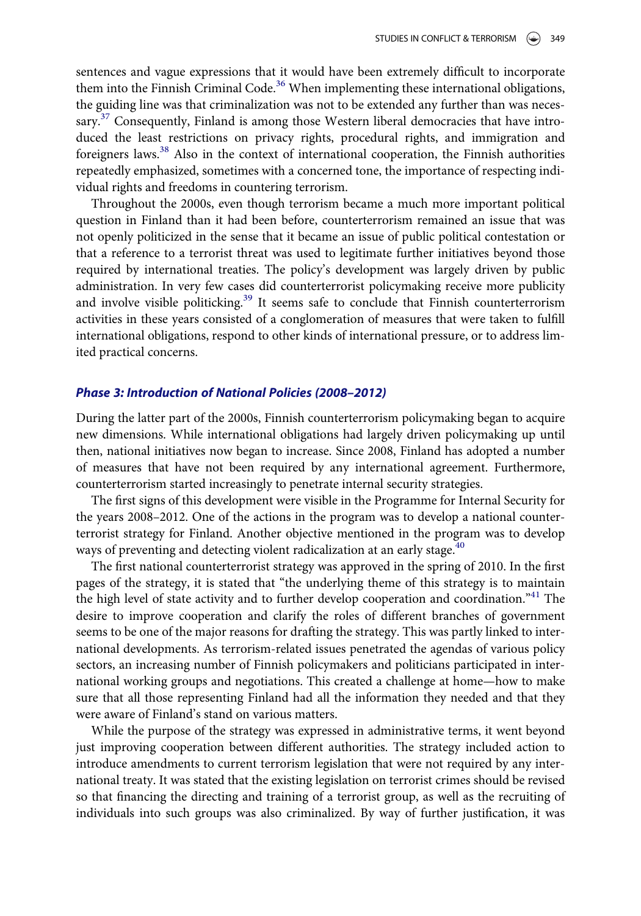sentences and vague expressions that it would have been extremely difficult to incorporate them into the Finnish Criminal Code.[36] When implementing these international obligations, the guiding line was that criminalization was not to be extended any further than was necessary.[37] Consequently, Finland is among those Western liberal democracies that have introduced the least restrictions on privacy rights, procedural rights, and immigration and foreigners laws.[38] Also in the context of international cooperation, the Finnish authorities repeatedly emphasized, sometimes with a concerned tone, the importance of respecting individual rights and freedoms in countering terrorism.

Throughout the 2000s, even though terrorism became a much more important political question in Finland than it had been before, counterterrorism remained an issue that was not openly politicized in the sense that it became an issue of public political contestation or that a reference to a terrorist threat was used to legitimate further initiatives beyond those required by international treaties. The policy's development was largely driven by public administration. In very few cases did counterterrorist policymaking receive more publicity and involve visible politicking.[39] It seems safe to conclude that Finnish counterterrorism activities in these years consisted of a conglomeration of measures that were taken to fulfill international obligations, respond to other kinds of international pressure, or to address limited practical concerns.

### *Phase 3: Introduction of National Policies (2008–2012)*

During the latter part of the 2000s, Finnish counterterrorism policymaking began to acquire new dimensions. While international obligations had largely driven policymaking up until then, national initiatives now began to increase. Since 2008, Finland has adopted a number of measures that have not been required by any international agreement. Furthermore, counterterrorism started increasingly to penetrate internal security strategies.

The first signs of this development were visible in the Programme for Internal Security for the years 2008–2012. One of the actions in the program was to develop a national counterterrorist strategy for Finland. Another objective mentioned in the program was to develop ways of preventing and detecting violent radicalization at an early stage.[40]

The first national counterterrorist strategy was approved in the spring of 2010. In the first pages of the strategy, it is stated that "the underlying theme of this strategy is to maintain the high level of state activity and to further develop cooperation and coordination."[41] The desire to improve cooperation and clarify the roles of different branches of government seems to be one of the major reasons for drafting the strategy. This was partly linked to international developments. As terrorism-related issues penetrated the agendas of various policy sectors, an increasing number of Finnish policymakers and politicians participated in international working groups and negotiations. This created a challenge at home—how to make sure that all those representing Finland had all the information they needed and that they were aware of Finland's stand on various matters.

While the purpose of the strategy was expressed in administrative terms, it went beyond just improving cooperation between different authorities. The strategy included action to introduce amendments to current terrorism legislation that were not required by any international treaty. It was stated that the existing legislation on terrorist crimes should be revised so that financing the directing and training of a terrorist group, as well as the recruiting of individuals into such groups was also criminalized. By way of further justification, it was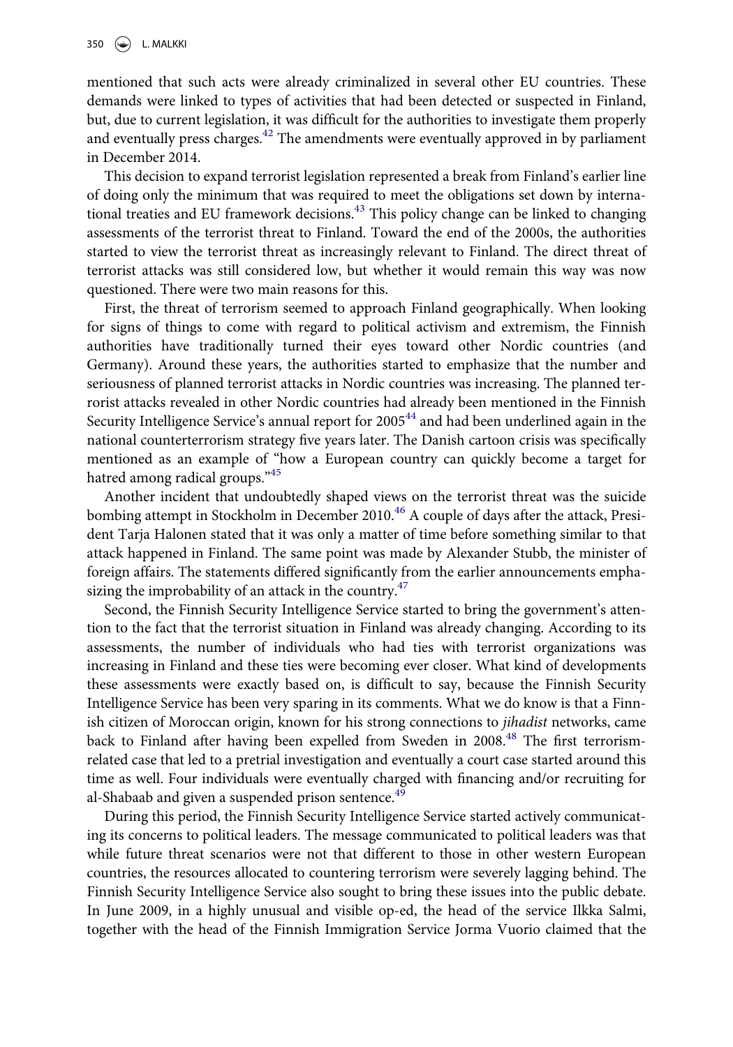mentioned that such acts were already criminalized in several other EU countries. These demands were linked to types of activities that had been detected or suspected in Finland, but, due to current legislation, it was difficult for the authorities to investigate them properly and eventually press charges.[42] The amendments were eventually approved in by parliament in December 2014.

This decision to expand terrorist legislation represented a break from Finland's earlier line of doing only the minimum that was required to meet the obligations set down by international treaties and EU framework decisions.[43] This policy change can be linked to changing assessments of the terrorist threat to Finland. Toward the end of the 2000s, the authorities started to view the terrorist threat as increasingly relevant to Finland. The direct threat of terrorist attacks was still considered low, but whether it would remain this way was now questioned. There were two main reasons for this.

First, the threat of terrorism seemed to approach Finland geographically. When looking for signs of things to come with regard to political activism and extremism, the Finnish authorities have traditionally turned their eyes toward other Nordic countries (and Germany). Around these years, the authorities started to emphasize that the number and seriousness of planned terrorist attacks in Nordic countries was increasing. The planned terrorist attacks revealed in other Nordic countries had already been mentioned in the Finnish Security Intelligence Service's annual report for 2005[44] and had been underlined again in the national counterterrorism strategy five years later. The Danish cartoon crisis was specifically mentioned as an example of "how a European country can quickly become a target for hatred among radical groups."[45]

Another incident that undoubtedly shaped views on the terrorist threat was the suicide bombing attempt in Stockholm in December 2010.[46] A couple of days after the attack, President Tarja Halonen stated that it was only a matter of time before something similar to that attack happened in Finland. The same point was made by Alexander Stubb, the minister of foreign affairs. The statements differed significantly from the earlier announcements emphasizing the improbability of an attack in the country.[47]

Second, the Finnish Security Intelligence Service started to bring the government's attention to the fact that the terrorist situation in Finland was already changing. According to its assessments, the number of individuals who had ties with terrorist organizations was increasing in Finland and these ties were becoming ever closer. What kind of developments these assessments were exactly based on, is difficult to say, because the Finnish Security Intelligence Service has been very sparing in its comments. What we do know is that a Finnish citizen of Moroccan origin, known for his strong connections to *jihadist* networks, came back to Finland after having been expelled from Sweden in 2008.[48] The first terrorism-related case that led to a pretrial investigation and eventually a court case started around this time as well. Four individuals were eventually charged with financing and/or recruiting for al-Shabaab and given a suspended prison sentence.[49]

During this period, the Finnish Security Intelligence Service started actively communicating its concerns to political leaders. The message communicated to political leaders was that while future threat scenarios were not that different to those in other western European countries, the resources allocated to countering terrorism were severely lagging behind. The Finnish Security Intelligence Service also sought to bring these issues into the public debate. In June 2009, in a highly unusual and visible op-ed, the head of the service Ilkka Salmi, together with the head of the Finnish Immigration Service Jorma Vuorio claimed that the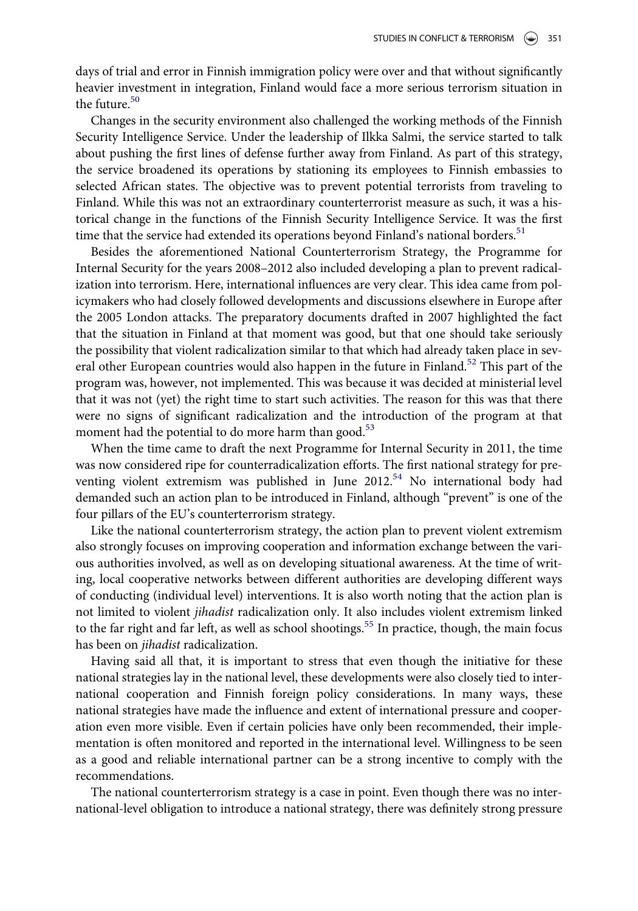days of trial and error in Finnish immigration policy were over and that without significantly heavier investment in integration, Finland would face a more serious terrorism situation in the future.[50]

Changes in the security environment also challenged the working methods of the Finnish Security Intelligence Service. Under the leadership of Ilkka Salmi, the service started to talk about pushing the first lines of defense further away from Finland. As part of this strategy, the service broadened its operations by stationing its employees to Finnish embassies to selected African states. The objective was to prevent potential terrorists from traveling to Finland. While this was not an extraordinary counterterrorist measure as such, it was a historical change in the functions of the Finnish Security Intelligence Service. It was the first time that the service had extended its operations beyond Finland's national borders.[51]

Besides the aforementioned National Counterterrorism Strategy, the Programme for Internal Security for the years 2008–2012 also included developing a plan to prevent radicalization into terrorism. Here, international influences are very clear. This idea came from policymakers who had closely followed developments and discussions elsewhere in Europe after the 2005 London attacks. The preparatory documents drafted in 2007 highlighted the fact that the situation in Finland at that moment was good, but that one should take seriously the possibility that violent radicalization similar to that which had already taken place in several other European countries would also happen in the future in Finland.[52] This part of the program was, however, not implemented. This was because it was decided at ministerial level that it was not (yet) the right time to start such activities. The reason for this was that there were no signs of significant radicalization and the introduction of the program at that moment had the potential to do more harm than good.[53]

When the time came to draft the next Programme for Internal Security in 2011, the time was now considered ripe for counterradicalization efforts. The first national strategy for preventing violent extremism was published in June 2012.[54] No international body had demanded such an action plan to be introduced in Finland, although "prevent" is one of the four pillars of the EU's counterterrorism strategy.

Like the national counterterrorism strategy, the action plan to prevent violent extremism also strongly focuses on improving cooperation and information exchange between the various authorities involved, as well as on developing situational awareness. At the time of writing, local cooperative networks between different authorities are developing different ways of conducting (individual level) interventions. It is also worth noting that the action plan is not limited to violent *jihadist* radicalization only. It also includes violent extremism linked to the far right and far left, as well as school shootings.[55] In practice, though, the main focus has been on *jihadist* radicalization.

Having said all that, it is important to stress that even though the initiative for these national strategies lay in the national level, these developments were also closely tied to international cooperation and Finnish foreign policy considerations. In many ways, these national strategies have made the influence and extent of international pressure and cooperation even more visible. Even if certain policies have only been recommended, their implementation is often monitored and reported in the international level. Willingness to be seen as a good and reliable international partner can be a strong incentive to comply with the recommendations.

The national counterterrorism strategy is a case in point. Even though there was no international-level obligation to introduce a national strategy, there was definitely strong pressure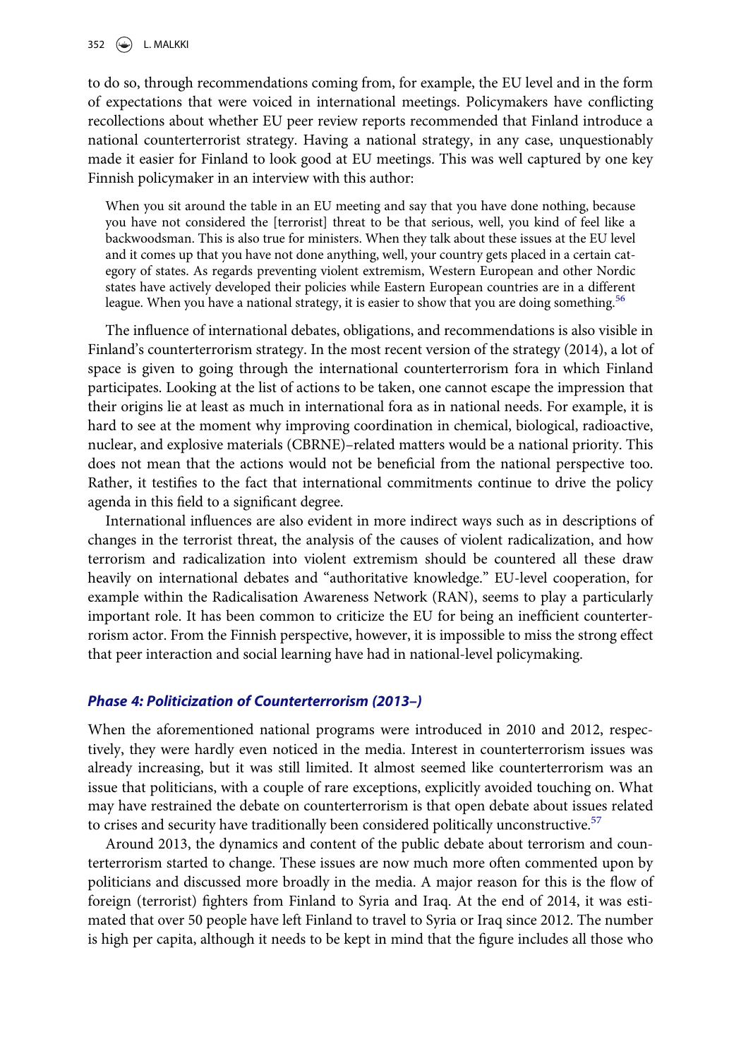to do so, through recommendations coming from, for example, the EU level and in the form of expectations that were voiced in international meetings. Policymakers have conflicting recollections about whether EU peer review reports recommended that Finland introduce a national counterterrorist strategy. Having a national strategy, in any case, unquestionably made it easier for Finland to look good at EU meetings. This was well captured by one key Finnish policymaker in an interview with this author:

> When you sit around the table in an EU meeting and say that you have done nothing, because you have not considered the [terrorist] threat to be that serious, well, you kind of feel like a backwoodsman. This is also true for ministers. When they talk about these issues at the EU level and it comes up that you have not done anything, well, your country gets placed in a certain category of states. As regards preventing violent extremism, Western European and other Nordic states have actively developed their policies while Eastern European countries are in a different league. When you have a national strategy, it is easier to show that you are doing something.[56]

The influence of international debates, obligations, and recommendations is also visible in Finland's counterterrorism strategy. In the most recent version of the strategy (2014), a lot of space is given to going through the international counterterrorism fora in which Finland participates. Looking at the list of actions to be taken, one cannot escape the impression that their origins lie at least as much in international fora as in national needs. For example, it is hard to see at the moment why improving coordination in chemical, biological, radioactive, nuclear, and explosive materials (CBRNE)–related matters would be a national priority. This does not mean that the actions would not be beneficial from the national perspective too. Rather, it testifies to the fact that international commitments continue to drive the policy agenda in this field to a significant degree.

International influences are also evident in more indirect ways such as in descriptions of changes in the terrorist threat, the analysis of the causes of violent radicalization, and how terrorism and radicalization into violent extremism should be countered all these draw heavily on international debates and "authoritative knowledge." EU-level cooperation, for example within the Radicalisation Awareness Network (RAN), seems to play a particularly important role. It has been common to criticize the EU for being an inefficient counterterrorism actor. From the Finnish perspective, however, it is impossible to miss the strong effect that peer interaction and social learning have had in national-level policymaking.

### Phase 4: Politicization of Counterterrorism (2013–)

When the aforementioned national programs were introduced in 2010 and 2012, respectively, they were hardly even noticed in the media. Interest in counterterrorism issues was already increasing, but it was still limited. It almost seemed like counterterrorism was an issue that politicians, with a couple of rare exceptions, explicitly avoided touching on. What may have restrained the debate on counterterrorism is that open debate about issues related to crises and security have traditionally been considered politically unconstructive.[57]

Around 2013, the dynamics and content of the public debate about terrorism and counterterrorism started to change. These issues are now much more often commented upon by politicians and discussed more broadly in the media. A major reason for this is the flow of foreign (terrorist) fighters from Finland to Syria and Iraq. At the end of 2014, it was estimated that over 50 people have left Finland to travel to Syria or Iraq since 2012. The number is high per capita, although it needs to be kept in mind that the figure includes all those who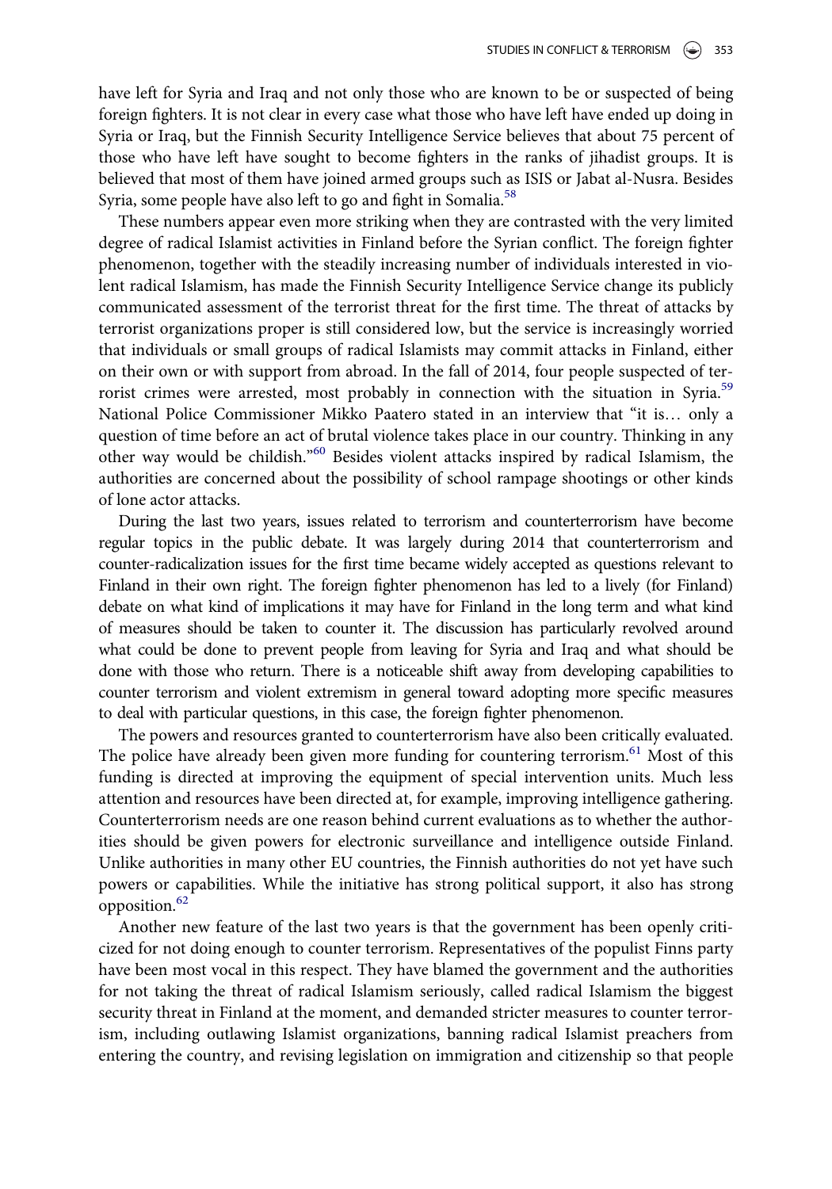have left for Syria and Iraq and not only those who are known to be or suspected of being foreign fighters. It is not clear in every case what those who have left have ended up doing in Syria or Iraq, but the Finnish Security Intelligence Service believes that about 75 percent of those who have left have sought to become fighters in the ranks of jihadist groups. It is believed that most of them have joined armed groups such as ISIS or Jabat al-Nusra. Besides Syria, some people have also left to go and fight in Somalia.[58]

These numbers appear even more striking when they are contrasted with the very limited degree of radical Islamist activities in Finland before the Syrian conflict. The foreign fighter phenomenon, together with the steadily increasing number of individuals interested in violent radical Islamism, has made the Finnish Security Intelligence Service change its publicly communicated assessment of the terrorist threat for the first time. The threat of attacks by terrorist organizations proper is still considered low, but the service is increasingly worried that individuals or small groups of radical Islamists may commit attacks in Finland, either on their own or with support from abroad. In the fall of 2014, four people suspected of terrorist crimes were arrested, most probably in connection with the situation in Syria.[59] National Police Commissioner Mikko Paatero stated in an interview that "it is… only a question of time before an act of brutal violence takes place in our country. Thinking in any other way would be childish."[60] Besides violent attacks inspired by radical Islamism, the authorities are concerned about the possibility of school rampage shootings or other kinds of lone actor attacks.

During the last two years, issues related to terrorism and counterterrorism have become regular topics in the public debate. It was largely during 2014 that counterterrorism and counter-radicalization issues for the first time became widely accepted as questions relevant to Finland in their own right. The foreign fighter phenomenon has led to a lively (for Finland) debate on what kind of implications it may have for Finland in the long term and what kind of measures should be taken to counter it. The discussion has particularly revolved around what could be done to prevent people from leaving for Syria and Iraq and what should be done with those who return. There is a noticeable shift away from developing capabilities to counter terrorism and violent extremism in general toward adopting more specific measures to deal with particular questions, in this case, the foreign fighter phenomenon.

The powers and resources granted to counterterrorism have also been critically evaluated. The police have already been given more funding for countering terrorism.[61] Most of this funding is directed at improving the equipment of special intervention units. Much less attention and resources have been directed at, for example, improving intelligence gathering. Counterterrorism needs are one reason behind current evaluations as to whether the authorities should be given powers for electronic surveillance and intelligence outside Finland. Unlike authorities in many other EU countries, the Finnish authorities do not yet have such powers or capabilities. While the initiative has strong political support, it also has strong opposition.[62]

Another new feature of the last two years is that the government has been openly criticized for not doing enough to counter terrorism. Representatives of the populist Finns party have been most vocal in this respect. They have blamed the government and the authorities for not taking the threat of radical Islamism seriously, called radical Islamism the biggest security threat in Finland at the moment, and demanded stricter measures to counter terrorism, including outlawing Islamist organizations, banning radical Islamist preachers from entering the country, and revising legislation on immigration and citizenship so that people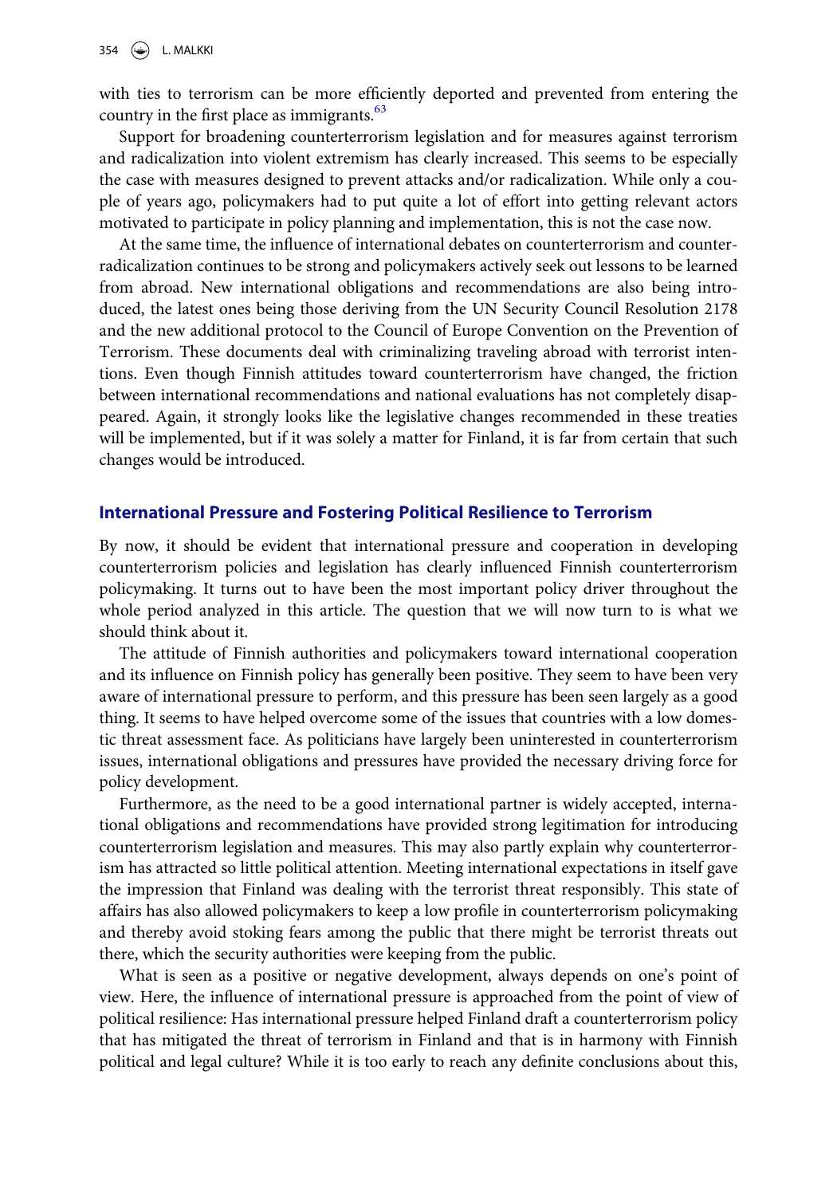with ties to terrorism can be more efficiently deported and prevented from entering the country in the first place as immigrants.[63]

Support for broadening counterterrorism legislation and for measures against terrorism and radicalization into violent extremism has clearly increased. This seems to be especially the case with measures designed to prevent attacks and/or radicalization. While only a couple of years ago, policymakers had to put quite a lot of effort into getting relevant actors motivated to participate in policy planning and implementation, this is not the case now.

At the same time, the influence of international debates on counterterrorism and counter-radicalization continues to be strong and policymakers actively seek out lessons to be learned from abroad. New international obligations and recommendations are also being introduced, the latest ones being those deriving from the UN Security Council Resolution 2178 and the new additional protocol to the Council of Europe Convention on the Prevention of Terrorism. These documents deal with criminalizing traveling abroad with terrorist intentions. Even though Finnish attitudes toward counterterrorism have changed, the friction between international recommendations and national evaluations has not completely disappeared. Again, it strongly looks like the legislative changes recommended in these treaties will be implemented, but if it was solely a matter for Finland, it is far from certain that such changes would be introduced.

## International Pressure and Fostering Political Resilience to Terrorism

By now, it should be evident that international pressure and cooperation in developing counterterrorism policies and legislation has clearly influenced Finnish counterterrorism policymaking. It turns out to have been the most important policy driver throughout the whole period analyzed in this article. The question that we will now turn to is what we should think about it.

The attitude of Finnish authorities and policymakers toward international cooperation and its influence on Finnish policy has generally been positive. They seem to have been very aware of international pressure to perform, and this pressure has been seen largely as a good thing. It seems to have helped overcome some of the issues that countries with a low domestic threat assessment face. As politicians have largely been uninterested in counterterrorism issues, international obligations and pressures have provided the necessary driving force for policy development.

Furthermore, as the need to be a good international partner is widely accepted, international obligations and recommendations have provided strong legitimation for introducing counterterrorism legislation and measures. This may also partly explain why counterterrorism has attracted so little political attention. Meeting international expectations in itself gave the impression that Finland was dealing with the terrorist threat responsibly. This state of affairs has also allowed policymakers to keep a low profile in counterterrorism policymaking and thereby avoid stoking fears among the public that there might be terrorist threats out there, which the security authorities were keeping from the public.

What is seen as a positive or negative development, always depends on one's point of view. Here, the influence of international pressure is approached from the point of view of political resilience: Has international pressure helped Finland draft a counterterrorism policy that has mitigated the threat of terrorism in Finland and that is in harmony with Finnish political and legal culture? While it is too early to reach any definite conclusions about this,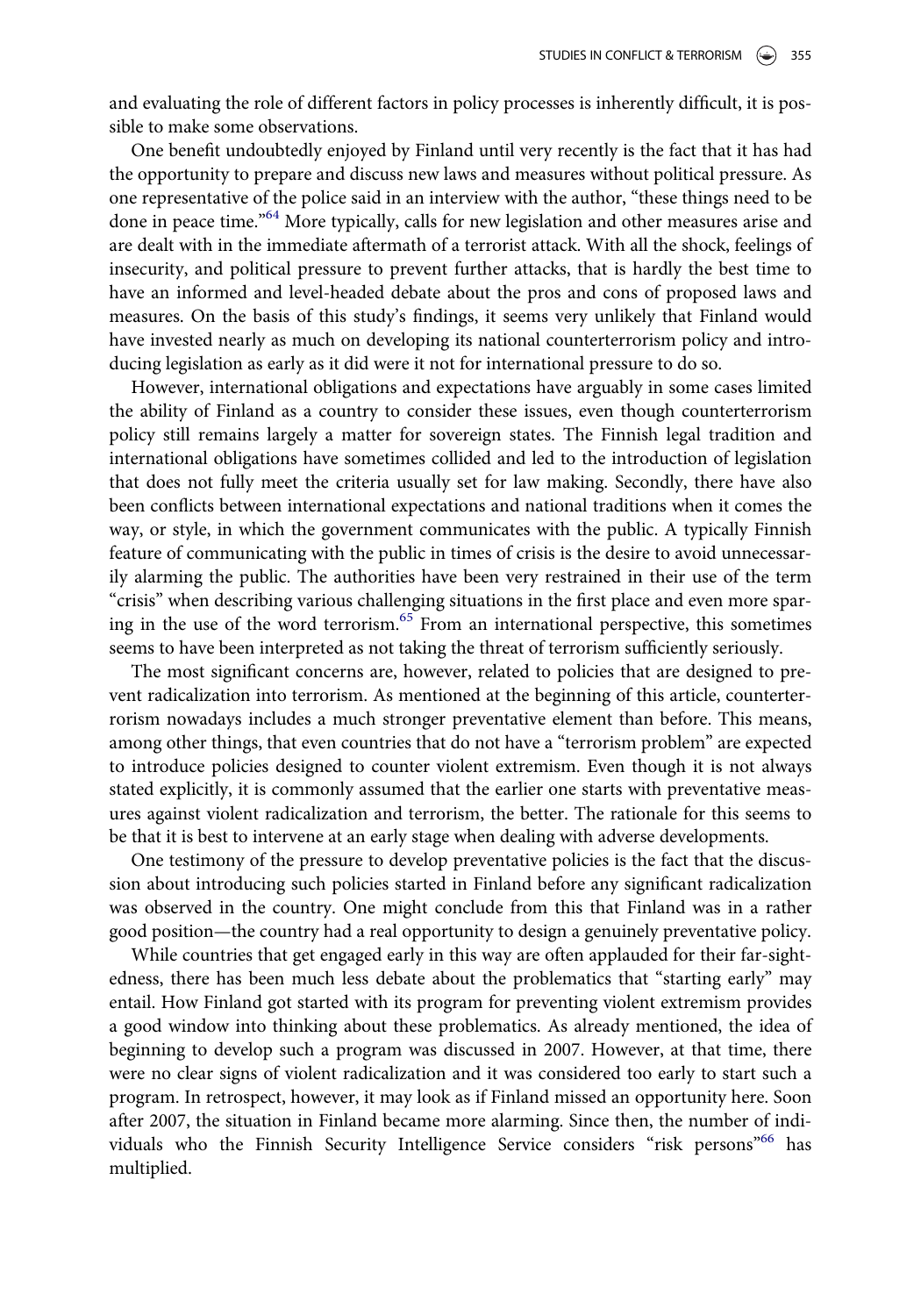and evaluating the role of different factors in policy processes is inherently difficult, it is possible to make some observations.

One benefit undoubtedly enjoyed by Finland until very recently is the fact that it has had the opportunity to prepare and discuss new laws and measures without political pressure. As one representative of the police said in an interview with the author, "these things need to be done in peace time."[64] More typically, calls for new legislation and other measures arise and are dealt with in the immediate aftermath of a terrorist attack. With all the shock, feelings of insecurity, and political pressure to prevent further attacks, that is hardly the best time to have an informed and level-headed debate about the pros and cons of proposed laws and measures. On the basis of this study's findings, it seems very unlikely that Finland would have invested nearly as much on developing its national counterterrorism policy and introducing legislation as early as it did were it not for international pressure to do so.

However, international obligations and expectations have arguably in some cases limited the ability of Finland as a country to consider these issues, even though counterterrorism policy still remains largely a matter for sovereign states. The Finnish legal tradition and international obligations have sometimes collided and led to the introduction of legislation that does not fully meet the criteria usually set for law making. Secondly, there have also been conflicts between international expectations and national traditions when it comes the way, or style, in which the government communicates with the public. A typically Finnish feature of communicating with the public in times of crisis is the desire to avoid unnecessarily alarming the public. The authorities have been very restrained in their use of the term "crisis" when describing various challenging situations in the first place and even more sparing in the use of the word terrorism.[65] From an international perspective, this sometimes seems to have been interpreted as not taking the threat of terrorism sufficiently seriously.

The most significant concerns are, however, related to policies that are designed to prevent radicalization into terrorism. As mentioned at the beginning of this article, counterterrorism nowadays includes a much stronger preventative element than before. This means, among other things, that even countries that do not have a "terrorism problem" are expected to introduce policies designed to counter violent extremism. Even though it is not always stated explicitly, it is commonly assumed that the earlier one starts with preventative measures against violent radicalization and terrorism, the better. The rationale for this seems to be that it is best to intervene at an early stage when dealing with adverse developments.

One testimony of the pressure to develop preventative policies is the fact that the discussion about introducing such policies started in Finland before any significant radicalization was observed in the country. One might conclude from this that Finland was in a rather good position—the country had a real opportunity to design a genuinely preventative policy.

While countries that get engaged early in this way are often applauded for their far-sightedness, there has been much less debate about the problematics that "starting early" may entail. How Finland got started with its program for preventing violent extremism provides a good window into thinking about these problematics. As already mentioned, the idea of beginning to develop such a program was discussed in 2007. However, at that time, there were no clear signs of violent radicalization and it was considered too early to start such a program. In retrospect, however, it may look as if Finland missed an opportunity here. Soon after 2007, the situation in Finland became more alarming. Since then, the number of individuals who the Finnish Security Intelligence Service considers "risk persons"[66] has multiplied.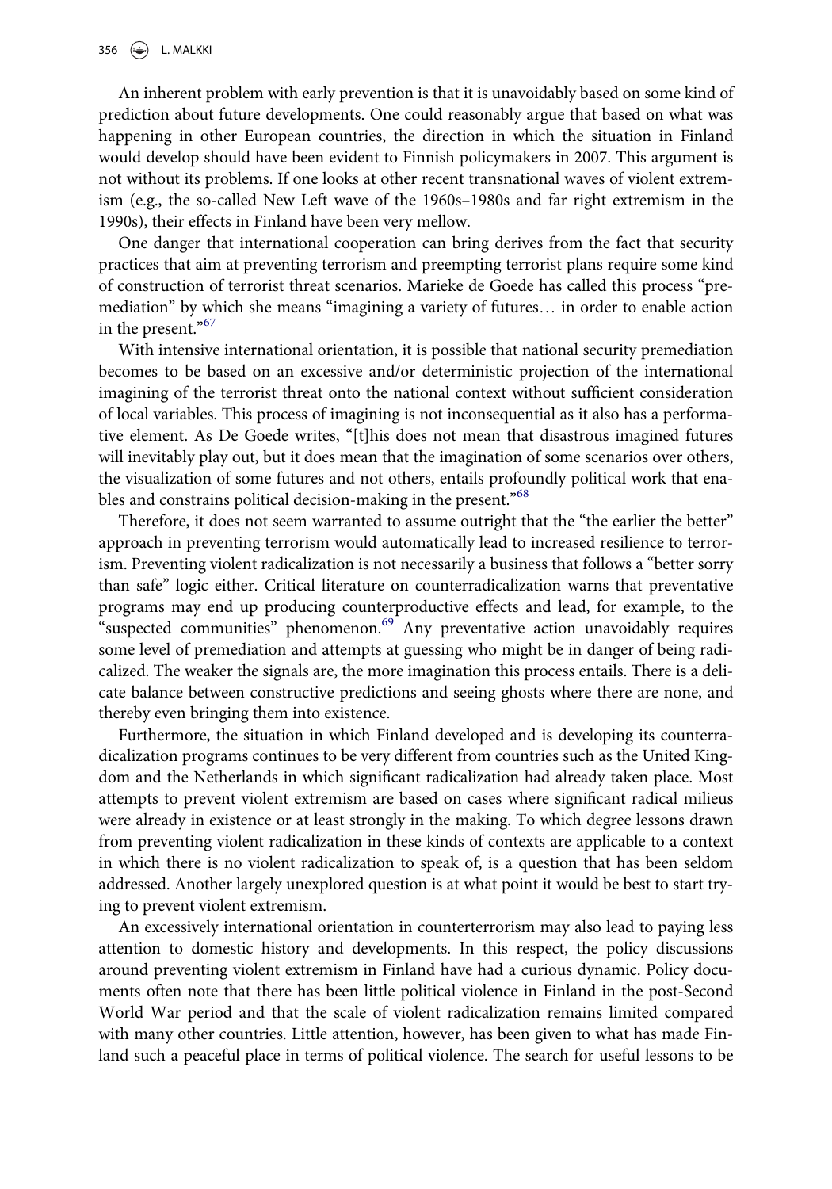An inherent problem with early prevention is that it is unavoidably based on some kind of prediction about future developments. One could reasonably argue that based on what was happening in other European countries, the direction in which the situation in Finland would develop should have been evident to Finnish policymakers in 2007. This argument is not without its problems. If one looks at other recent transnational waves of violent extremism (e.g., the so-called New Left wave of the 1960s–1980s and far right extremism in the 1990s), their effects in Finland have been very mellow.

One danger that international cooperation can bring derives from the fact that security practices that aim at preventing terrorism and preempting terrorist plans require some kind of construction of terrorist threat scenarios. Marieke de Goede has called this process "premediation" by which she means "imagining a variety of futures… in order to enable action in the present."[67]

With intensive international orientation, it is possible that national security premediation becomes to be based on an excessive and/or deterministic projection of the international imagining of the terrorist threat onto the national context without sufficient consideration of local variables. This process of imagining is not inconsequential as it also has a performative element. As De Goede writes, "[t]his does not mean that disastrous imagined futures will inevitably play out, but it does mean that the imagination of some scenarios over others, the visualization of some futures and not others, entails profoundly political work that enables and constrains political decision-making in the present."[68]

Therefore, it does not seem warranted to assume outright that the "the earlier the better" approach in preventing terrorism would automatically lead to increased resilience to terrorism. Preventing violent radicalization is not necessarily a business that follows a "better sorry than safe" logic either. Critical literature on counterradicalization warns that preventative programs may end up producing counterproductive effects and lead, for example, to the "suspected communities" phenomenon.[69] Any preventative action unavoidably requires some level of premediation and attempts at guessing who might be in danger of being radicalized. The weaker the signals are, the more imagination this process entails. There is a delicate balance between constructive predictions and seeing ghosts where there are none, and thereby even bringing them into existence.

Furthermore, the situation in which Finland developed and is developing its counterradicalization programs continues to be very different from countries such as the United Kingdom and the Netherlands in which significant radicalization had already taken place. Most attempts to prevent violent extremism are based on cases where significant radical milieus were already in existence or at least strongly in the making. To which degree lessons drawn from preventing violent radicalization in these kinds of contexts are applicable to a context in which there is no violent radicalization to speak of, is a question that has been seldom addressed. Another largely unexplored question is at what point it would be best to start trying to prevent violent extremism.

An excessively international orientation in counterterrorism may also lead to paying less attention to domestic history and developments. In this respect, the policy discussions around preventing violent extremism in Finland have had a curious dynamic. Policy documents often note that there has been little political violence in Finland in the post-Second World War period and that the scale of violent radicalization remains limited compared with many other countries. Little attention, however, has been given to what has made Finland such a peaceful place in terms of political violence. The search for useful lessons to be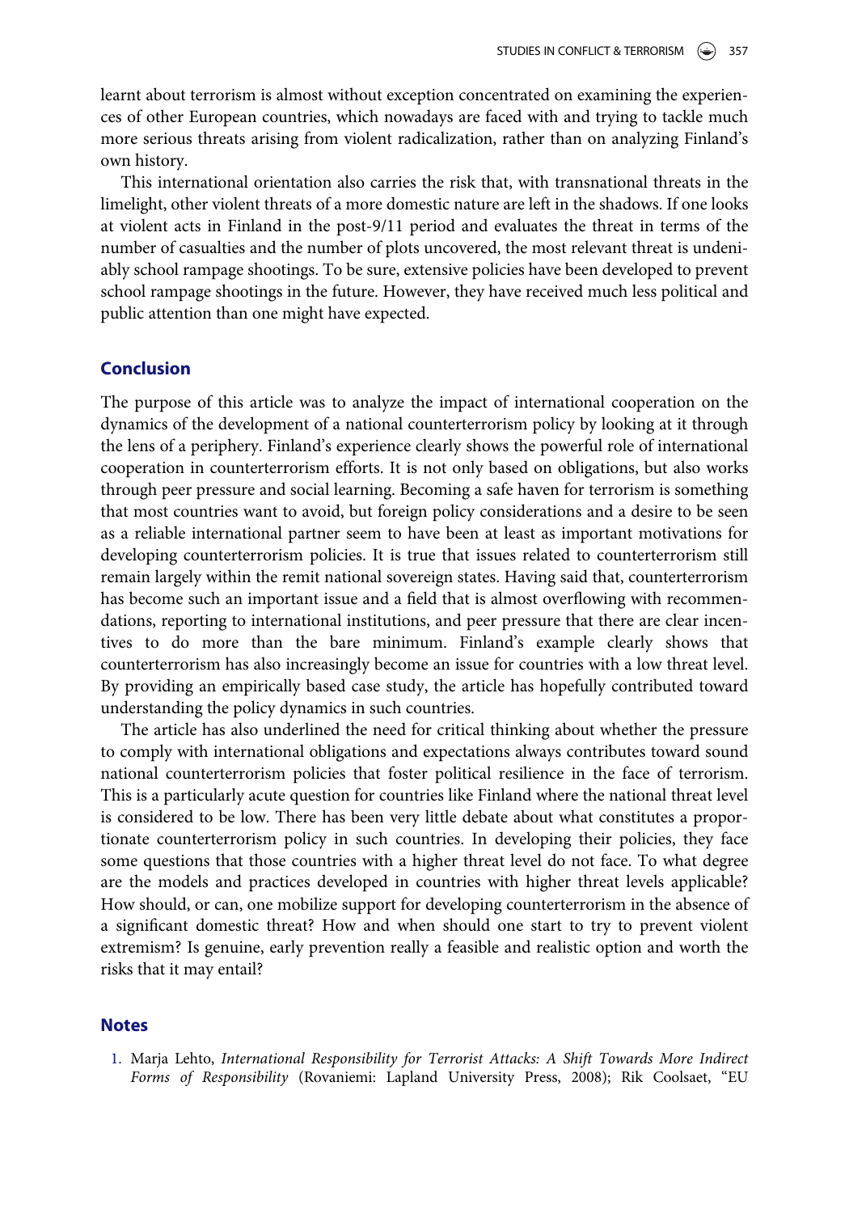learnt about terrorism is almost without exception concentrated on examining the experiences of other European countries, which nowadays are faced with and trying to tackle much more serious threats arising from violent radicalization, rather than on analyzing Finland's own history.

This international orientation also carries the risk that, with transnational threats in the limelight, other violent threats of a more domestic nature are left in the shadows. If one looks at violent acts in Finland in the post-9/11 period and evaluates the threat in terms of the number of casualties and the number of plots uncovered, the most relevant threat is undeniably school rampage shootings. To be sure, extensive policies have been developed to prevent school rampage shootings in the future. However, they have received much less political and public attention than one might have expected.

## Conclusion

The purpose of this article was to analyze the impact of international cooperation on the dynamics of the development of a national counterterrorism policy by looking at it through the lens of a periphery. Finland's experience clearly shows the powerful role of international cooperation in counterterrorism efforts. It is not only based on obligations, but also works through peer pressure and social learning. Becoming a safe haven for terrorism is something that most countries want to avoid, but foreign policy considerations and a desire to be seen as a reliable international partner seem to have been at least as important motivations for developing counterterrorism policies. It is true that issues related to counterterrorism still remain largely within the remit national sovereign states. Having said that, counterterrorism has become such an important issue and a field that is almost overflowing with recommendations, reporting to international institutions, and peer pressure that there are clear incentives to do more than the bare minimum. Finland's example clearly shows that counterterrorism has also increasingly become an issue for countries with a low threat level. By providing an empirically based case study, the article has hopefully contributed toward understanding the policy dynamics in such countries.

The article has also underlined the need for critical thinking about whether the pressure to comply with international obligations and expectations always contributes toward sound national counterterrorism policies that foster political resilience in the face of terrorism. This is a particularly acute question for countries like Finland where the national threat level is considered to be low. There has been very little debate about what constitutes a proportionate counterterrorism policy in such countries. In developing their policies, they face some questions that those countries with a higher threat level do not face. To what degree are the models and practices developed in countries with higher threat levels applicable? How should, or can, one mobilize support for developing counterterrorism in the absence of a significant domestic threat? How and when should one start to try to prevent violent extremism? Is genuine, early prevention really a feasible and realistic option and worth the risks that it may entail?

## Notes

1. Marja Lehto, *International Responsibility for Terrorist Attacks: A Shift Towards More Indirect Forms of Responsibility* (Rovaniemi: Lapland University Press, 2008); Rik Coolsaet, "EU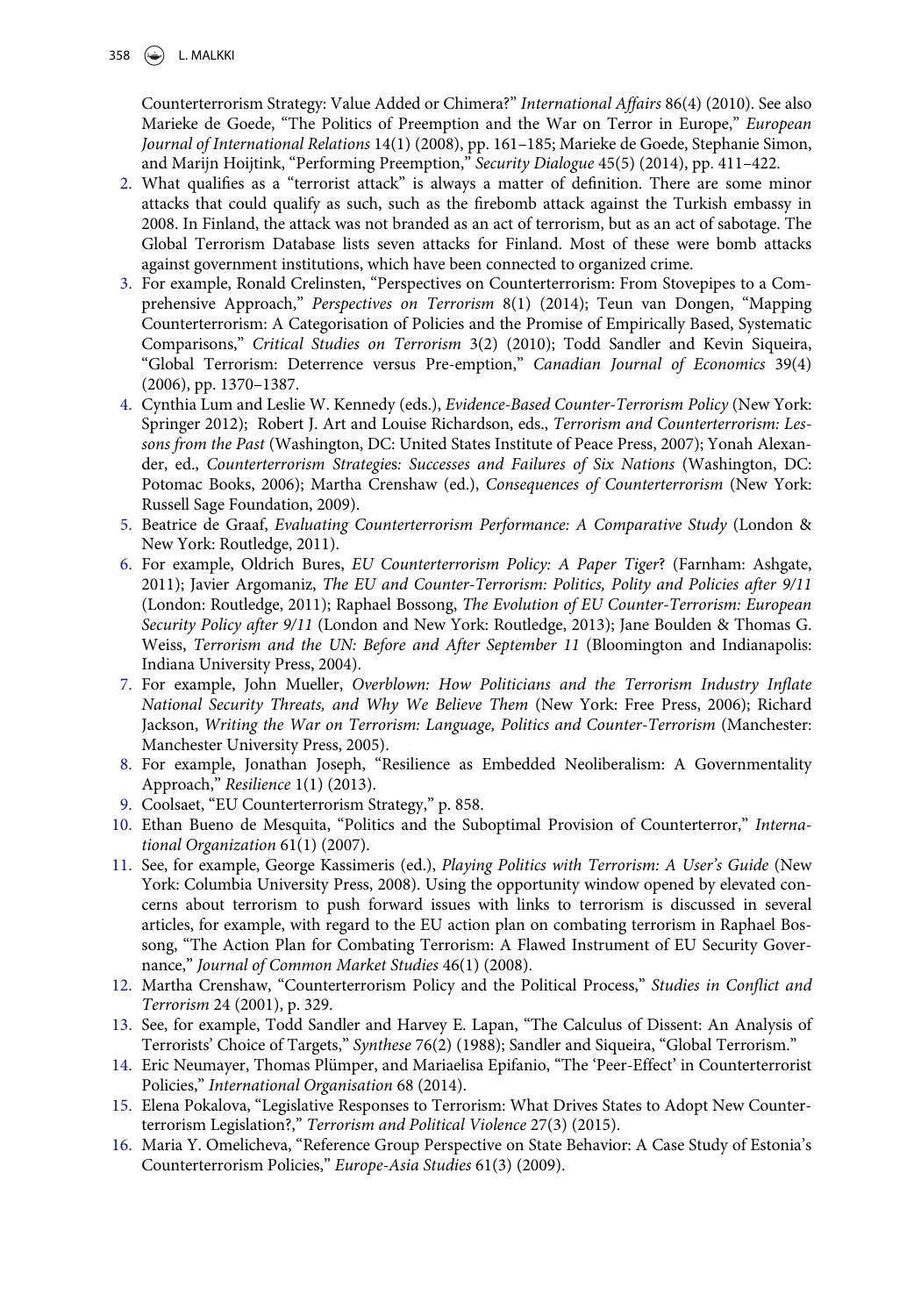Counterterrorism Strategy: Value Added or Chimera?" *International Affairs* 86(4) (2010). See also Marieke de Goede, "The Politics of Preemption and the War on Terror in Europe," *European Journal of International Relations* 14(1) (2008), pp. 161–185; Marieke de Goede, Stephanie Simon, and Marijn Hoijtink, "Performing Preemption," *Security Dialogue* 45(5) (2014), pp. 411–422.

2. What qualifies as a "terrorist attack" is always a matter of definition. There are some minor attacks that could qualify as such, such as the firebomb attack against the Turkish embassy in 2008. In Finland, the attack was not branded as an act of terrorism, but as an act of sabotage. The Global Terrorism Database lists seven attacks for Finland. Most of these were bomb attacks against government institutions, which have been connected to organized crime.
3. For example, Ronald Crelinsten, "Perspectives on Counterterrorism: From Stovepipes to a Comprehensive Approach," *Perspectives on Terrorism* 8(1) (2014); Teun van Dongen, "Mapping Counterterrorism: A Categorisation of Policies and the Promise of Empirically Based, Systematic Comparisons," *Critical Studies on Terrorism* 3(2) (2010); Todd Sandler and Kevin Siqueira, "Global Terrorism: Deterrence versus Pre-emption," *Canadian Journal of Economics* 39(4) (2006), pp. 1370–1387.
4. Cynthia Lum and Leslie W. Kennedy (eds.), *Evidence-Based Counter-Terrorism Policy* (New York: Springer 2012); Robert J. Art and Louise Richardson, eds., *Terrorism and Counterterrorism: Lessons from the Past* (Washington, DC: United States Institute of Peace Press, 2007); Yonah Alexander, ed., *Counterterrorism Strategies: Successes and Failures of Six Nations* (Washington, DC: Potomac Books, 2006); Martha Crenshaw (ed.), *Consequences of Counterterrorism* (New York: Russell Sage Foundation, 2009).
5. Beatrice de Graaf, *Evaluating Counterterrorism Performance: A Comparative Study* (London & New York: Routledge, 2011).
6. For example, Oldrich Bures, *EU Counterterrorism Policy: A Paper Tiger*? (Farnham: Ashgate, 2011); Javier Argomaniz, *The EU and Counter-Terrorism: Politics, Polity and Policies after 9/11* (London: Routledge, 2011); Raphael Bossong, *The Evolution of EU Counter-Terrorism: European Security Policy after 9/11* (London and New York: Routledge, 2013); Jane Boulden & Thomas G. Weiss, *Terrorism and the UN: Before and After September 11* (Bloomington and Indianapolis: Indiana University Press, 2004).
7. For example, John Mueller, *Overblown: How Politicians and the Terrorism Industry Inflate National Security Threats, and Why We Believe Them* (New York: Free Press, 2006); Richard Jackson, *Writing the War on Terrorism: Language, Politics and Counter-Terrorism* (Manchester: Manchester University Press, 2005).
8. For example, Jonathan Joseph, "Resilience as Embedded Neoliberalism: A Governmentality Approach," *Resilience* 1(1) (2013).
9. Coolsaet, "EU Counterterrorism Strategy," p. 858.
10. Ethan Bueno de Mesquita, "Politics and the Suboptimal Provision of Counterterror," *International Organization* 61(1) (2007).
11. See, for example, George Kassimeris (ed.), *Playing Politics with Terrorism: A User's Guide* (New York: Columbia University Press, 2008). Using the opportunity window opened by elevated concerns about terrorism to push forward issues with links to terrorism is discussed in several articles, for example, with regard to the EU action plan on combating terrorism in Raphael Bossong, "The Action Plan for Combating Terrorism: A Flawed Instrument of EU Security Governance," *Journal of Common Market Studies* 46(1) (2008).
12. Martha Crenshaw, "Counterterrorism Policy and the Political Process," *Studies in Conflict and Terrorism* 24 (2001), p. 329.
13. See, for example, Todd Sandler and Harvey E. Lapan, "The Calculus of Dissent: An Analysis of Terrorists' Choice of Targets," *Synthese* 76(2) (1988); Sandler and Siqueira, "Global Terrorism."
14. Eric Neumayer, Thomas Plümper, and Mariaelisa Epifanio, "The 'Peer-Effect' in Counterterrorist Policies," *International Organisation* 68 (2014).
15. Elena Pokalova, "Legislative Responses to Terrorism: What Drives States to Adopt New Counterterrorism Legislation?," *Terrorism and Political Violence* 27(3) (2015).
16. Maria Y. Omelicheva, "Reference Group Perspective on State Behavior: A Case Study of Estonia's Counterterrorism Policies," *Europe-Asia Studies* 61(3) (2009).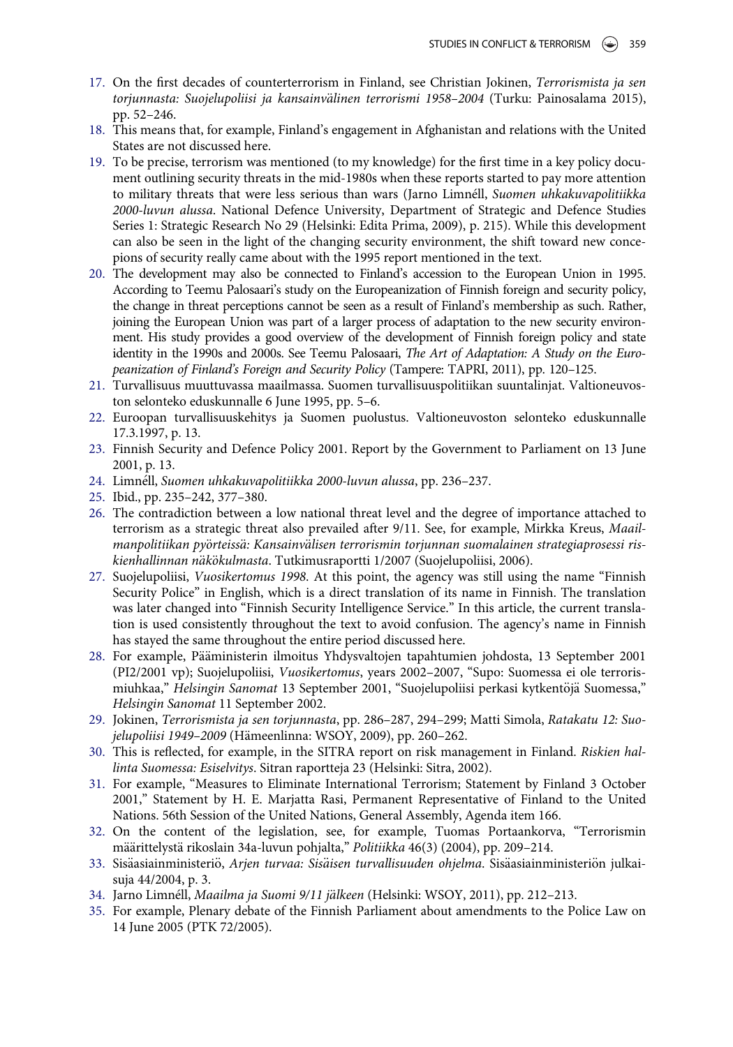17. On the first decades of counterterrorism in Finland, see Christian Jokinen, *Terrorismista ja sen torjunnasta: Suojelupoliisi ja kansainvälinen terrorismi 1958–2004* (Turku: Painosalama 2015), pp. 52–246.
18. This means that, for example, Finland's engagement in Afghanistan and relations with the United States are not discussed here.
19. To be precise, terrorism was mentioned (to my knowledge) for the first time in a key policy document outlining security threats in the mid-1980s when these reports started to pay more attention to military threats that were less serious than wars (Jarno Limnéll, *Suomen uhkakuvapolitiikka 2000-luvun alussa*. National Defence University, Department of Strategic and Defence Studies Series 1: Strategic Research No 29 (Helsinki: Edita Prima, 2009), p. 215). While this development can also be seen in the light of the changing security environment, the shift toward new concepions of security really came about with the 1995 report mentioned in the text.
20. The development may also be connected to Finland's accession to the European Union in 1995. According to Teemu Palosaari's study on the Europeanization of Finnish foreign and security policy, the change in threat perceptions cannot be seen as a result of Finland's membership as such. Rather, joining the European Union was part of a larger process of adaptation to the new security environment. His study provides a good overview of the development of Finnish foreign policy and state identity in the 1990s and 2000s. See Teemu Palosaari, *The Art of Adaptation: A Study on the Europeanization of Finland's Foreign and Security Policy* (Tampere: TAPRI, 2011), pp. 120–125.
21. Turvallisuus muuttuvassa maailmassa. Suomen turvallisuuspolitiikan suuntalinjat. Valtioneuvoston selonteko eduskunnalle 6 June 1995, pp. 5–6.
22. Euroopan turvallisuuskehitys ja Suomen puolustus. Valtioneuvoston selonteko eduskunnalle 17.3.1997, p. 13.
23. Finnish Security and Defence Policy 2001. Report by the Government to Parliament on 13 June 2001, p. 13.
24. Limnéll, *Suomen uhkakuvapolitiikka 2000-luvun alussa*, pp. 236–237.
25. Ibid., pp. 235–242, 377–380.
26. The contradiction between a low national threat level and the degree of importance attached to terrorism as a strategic threat also prevailed after 9/11. See, for example, Mirkka Kreus, *Maailmanpolitiikan pyörteissä: Kansainvälisen terrorismin torjunnan suomalainen strategiaprosessi riskienhallinnan näkökulmasta*. Tutkimusraportti 1/2007 (Suojelupoliisi, 2006).
27. Suojelupoliisi, *Vuosikertomus 1998*. At this point, the agency was still using the name "Finnish Security Police" in English, which is a direct translation of its name in Finnish. The translation was later changed into "Finnish Security Intelligence Service." In this article, the current translation is used consistently throughout the text to avoid confusion. The agency's name in Finnish has stayed the same throughout the entire period discussed here.
28. For example, Pääministerin ilmoitus Yhdysvaltojen tapahtumien johdosta, 13 September 2001 (PI2/2001 vp); Suojelupoliisi, *Vuosikertomus*, years 2002–2007, "Supo: Suomessa ei ole terrorismiuhkaa," *Helsingin Sanomat* 13 September 2001, "Suojelupoliisi perkasi kytkentöjä Suomessa," *Helsingin Sanomat* 11 September 2002.
29. Jokinen, *Terrorismista ja sen torjunnasta*, pp. 286–287, 294–299; Matti Simola, *Ratakatu 12: Suojelupoliisi 1949–2009* (Hämeenlinna: WSOY, 2009), pp. 260–262.
30. This is reflected, for example, in the SITRA report on risk management in Finland. *Riskien hallinta Suomessa: Esiselvitys*. Sitran raportteja 23 (Helsinki: Sitra, 2002).
31. For example, "Measures to Eliminate International Terrorism; Statement by Finland 3 October 2001," Statement by H. E. Marjatta Rasi, Permanent Representative of Finland to the United Nations. 56th Session of the United Nations, General Assembly, Agenda item 166.
32. On the content of the legislation, see, for example, Tuomas Portaankorva, "Terrorismin määrittelystä rikoslain 34a-luvun pohjalta," *Politiikka* 46(3) (2004), pp. 209–214.
33. Sisäasiainministeriö, *Arjen turvaa: Sisäisen turvallisuuden ohjelma*. Sisäasiainministeriön julkaisuja 44/2004, p. 3.
34. Jarno Limnéll, *Maailma ja Suomi 9/11 jälkeen* (Helsinki: WSOY, 2011), pp. 212–213.
35. For example, Plenary debate of the Finnish Parliament about amendments to the Police Law on 14 June 2005 (PTK 72/2005).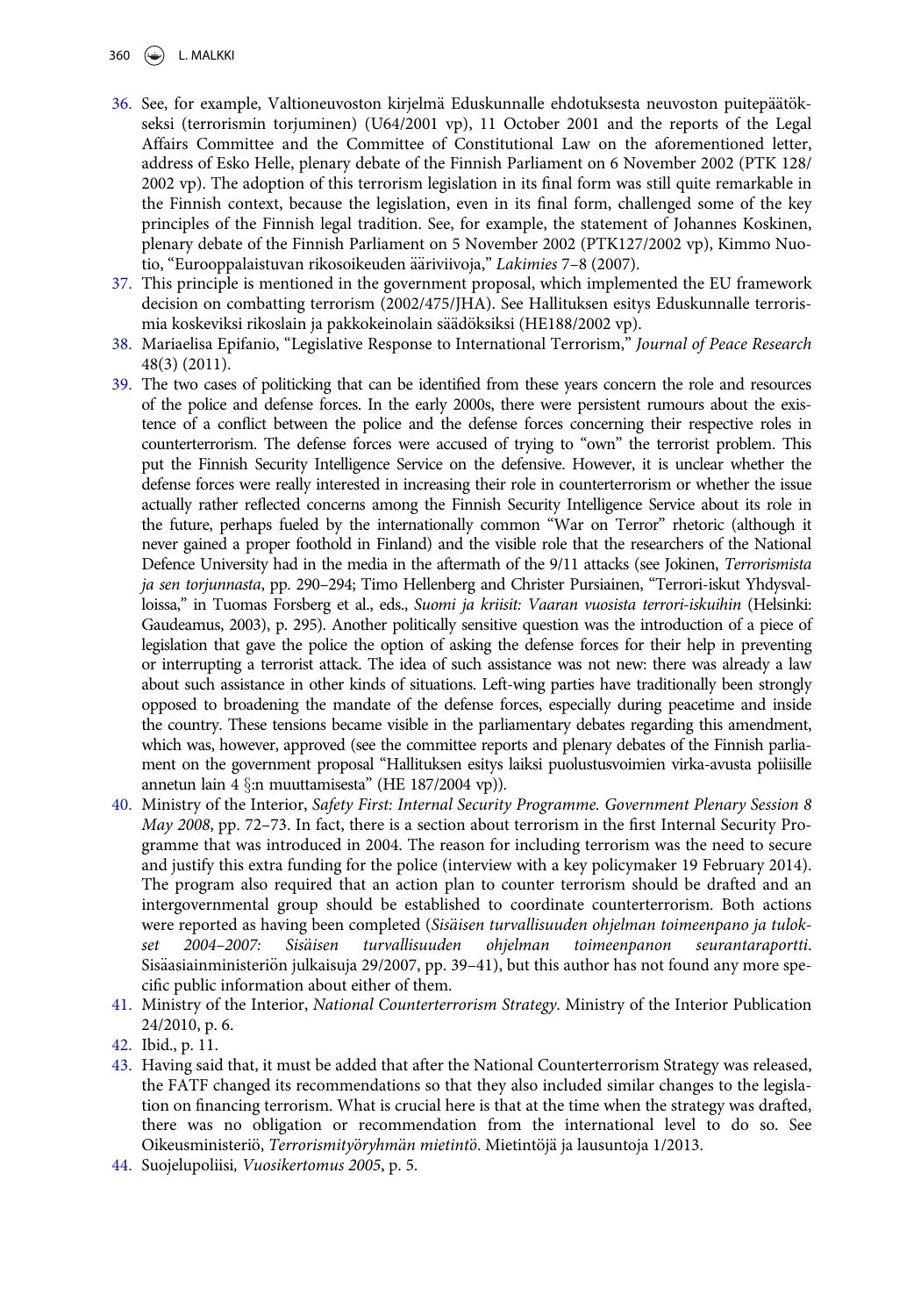36. See, for example, Valtioneuvoston kirjelmä Eduskunnalle ehdotuksesta neuvoston puitepäätökseksi (terrorismin torjuminen) (U64/2001 vp), 11 October 2001 and the reports of the Legal Affairs Committee and the Committee of Constitutional Law on the aforementioned letter, address of Esko Helle, plenary debate of the Finnish Parliament on 6 November 2002 (PTK 128/2002 vp). The adoption of this terrorism legislation in its final form was still quite remarkable in the Finnish context, because the legislation, even in its final form, challenged some of the key principles of the Finnish legal tradition. See, for example, the statement of Johannes Koskinen, plenary debate of the Finnish Parliament on 5 November 2002 (PTK127/2002 vp), Kimmo Nuotio, "Eurooppalaistuvan rikosoikeuden ääriviivoja," *Lakimies* 7–8 (2007).
37. This principle is mentioned in the government proposal, which implemented the EU framework decision on combatting terrorism (2002/475/JHA). See Hallituksen esitys Eduskunnalle terrorismia koskeviksi rikoslain ja pakkokeinolain säädöksiksi (HE188/2002 vp).
38. Mariaelisa Epifanio, "Legislative Response to International Terrorism," *Journal of Peace Research* 48(3) (2011).
39. The two cases of politicking that can be identified from these years concern the role and resources of the police and defense forces. In the early 2000s, there were persistent rumours about the existence of a conflict between the police and the defense forces concerning their respective roles in counterterrorism. The defense forces were accused of trying to "own" the terrorist problem. This put the Finnish Security Intelligence Service on the defensive. However, it is unclear whether the defense forces were really interested in increasing their role in counterterrorism or whether the issue actually rather reflected concerns among the Finnish Security Intelligence Service about its role in the future, perhaps fueled by the internationally common "War on Terror" rhetoric (although it never gained a proper foothold in Finland) and the visible role that the researchers of the National Defence University had in the media in the aftermath of the 9/11 attacks (see Jokinen, *Terrorismista ja sen torjunnasta*, pp. 290–294; Timo Hellenberg and Christer Pursiainen, "Terrori-iskut Yhdysvalloissa," in Tuomas Forsberg et al., eds., *Suomi ja kriisit: Vaaran vuosista terrori-iskuihin* (Helsinki: Gaudeamus, 2003), p. 295). Another politically sensitive question was the introduction of a piece of legislation that gave the police the option of asking the defense forces for their help in preventing or interrupting a terrorist attack. The idea of such assistance was not new: there was already a law about such assistance in other kinds of situations. Left-wing parties have traditionally been strongly opposed to broadening the mandate of the defense forces, especially during peacetime and inside the country. These tensions became visible in the parliamentary debates regarding this amendment, which was, however, approved (see the committee reports and plenary debates of the Finnish parliament on the government proposal "Hallituksen esitys laiksi puolustusvoimien virka-avusta poliisille annetun lain 4 §:n muuttamisesta" (HE 187/2004 vp)).
40. Ministry of the Interior, *Safety First: Internal Security Programme. Government Plenary Session 8 May 2008*, pp. 72–73. In fact, there is a section about terrorism in the first Internal Security Programme that was introduced in 2004. The reason for including terrorism was the need to secure and justify this extra funding for the police (interview with a key policymaker 19 February 2014). The program also required that an action plan to counter terrorism should be drafted and an intergovernmental group should be established to coordinate counterterrorism. Both actions were reported as having been completed (*Sisäisen turvallisuuden ohjelman toimeenpano ja tulokset 2004–2007: Sisäisen turvallisuuden ohjelman toimeenpanon seurantaraportti*. Sisäasiainministeriön julkaisuja 29/2007, pp. 39–41), but this author has not found any more specific public information about either of them.
41. Ministry of the Interior, *National Counterterrorism Strategy*. Ministry of the Interior Publication 24/2010, p. 6.
42. Ibid., p. 11.
43. Having said that, it must be added that after the National Counterterrorism Strategy was released, the FATF changed its recommendations so that they also included similar changes to the legislation on financing terrorism. What is crucial here is that at the time when the strategy was drafted, there was no obligation or recommendation from the international level to do so. See Oikeusministeriö, *Terrorismityöryhmän mietintö*. Mietintöjä ja lausuntoja 1/2013.
44. Suojelupoliisi, *Vuosikertomus 2005*, p. 5.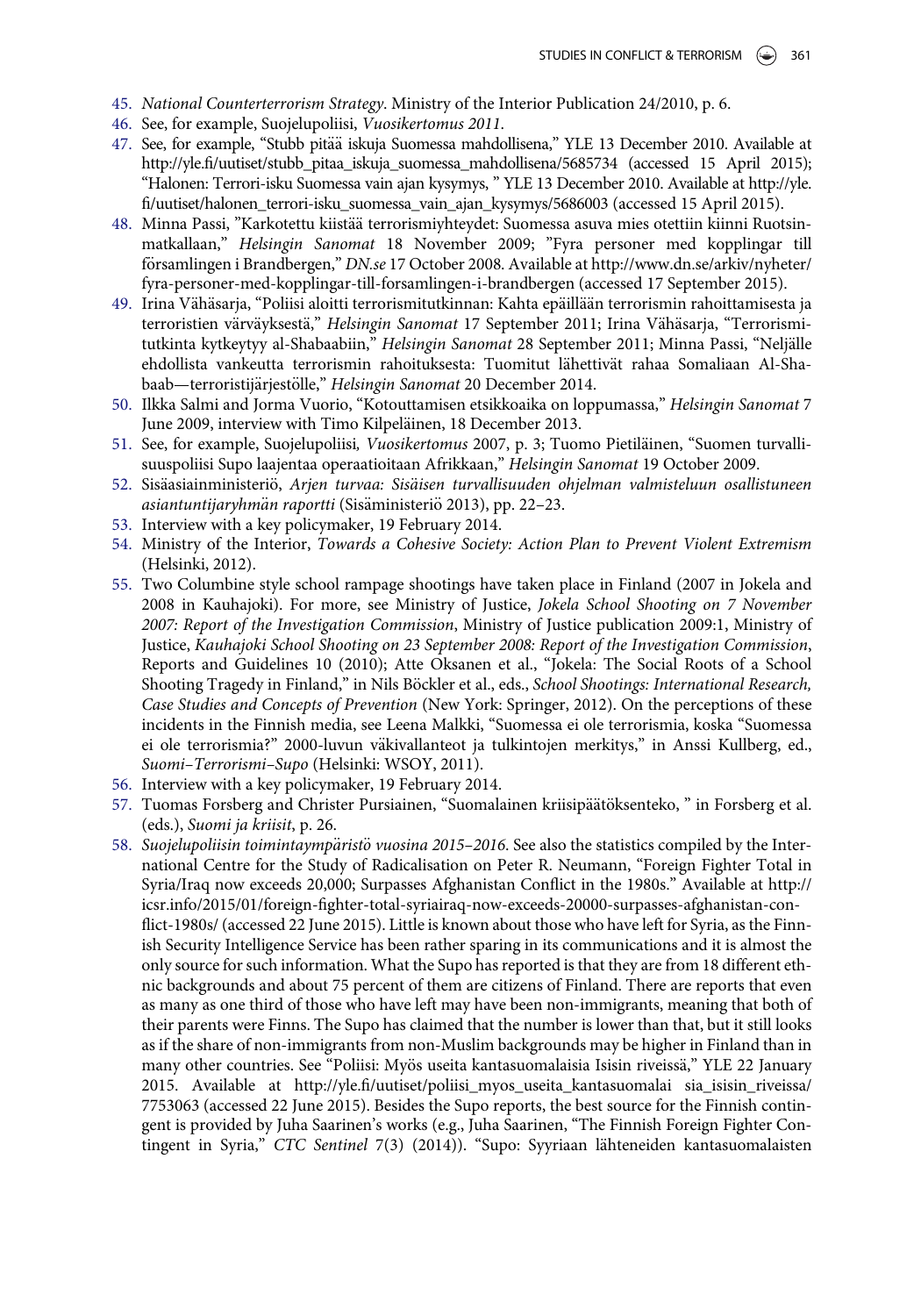45. *National Counterterrorism Strategy*. Ministry of the Interior Publication 24/2010, p. 6.
46. See, for example, Suojelupoliisi, *Vuosikertomus 2011*.
47. See, for example, "Stubb pitää iskuja Suomessa mahdollisena," YLE 13 December 2010. Available at http://yle.fi/uutiset/stubb_pitaa_iskuja_suomessa_mahdollisena/5685734 (accessed 15 April 2015); "Halonen: Terrori-isku Suomessa vain ajan kysymys, " YLE 13 December 2010. Available at http://yle.fi/uutiset/halonen_terrori-isku_suomessa_vain_ajan_kysymys/5686003 (accessed 15 April 2015).
48. Minna Passi, "Karkotettu kiistää terrorismiyhteydet: Suomessa asuva mies otettiin kiinni Ruotsinmatkallaan," *Helsingin Sanomat* 18 November 2009; "Fyra personer med kopplingar till församlingen i Brandbergen," *DN.se* 17 October 2008. Available at http://www.dn.se/arkiv/nyheter/fyra-personer-med-kopplingar-till-forsamlingen-i-brandbergen (accessed 17 September 2015).
49. Irina Vähäsarja, "Poliisi aloitti terrorismitutkinnan: Kahta epäillään terrorismin rahoittamisesta ja terroristien värväyksestä," *Helsingin Sanomat* 17 September 2011; Irina Vähäsarja, "Terrorismitutkinta kytkeytyy al-Shabaabiin," *Helsingin Sanomat* 28 September 2011; Minna Passi, "Neljälle ehdollista vankeutta terrorismin rahoituksesta: Tuomitut lähettivät rahaa Somaliaan Al-Shabaab—terroristijärjestölle," *Helsingin Sanomat* 20 December 2014.
50. Ilkka Salmi and Jorma Vuorio, "Kotouttamisen etsikkoaika on loppumassa," *Helsingin Sanomat* 7 June 2009, interview with Timo Kilpeläinen, 18 December 2013.
51. See, for example, Suojelupoliisi*, Vuosikertomus* 2007, p. 3; Tuomo Pietiläinen, "Suomen turvallisuuspoliisi Supo laajentaa operaatioitaan Afrikkaan," *Helsingin Sanomat* 19 October 2009.
52. Sisäasiainministeriö, *Arjen turvaa: Sisäisen turvallisuuden ohjelman valmisteluun osallistuneen asiantuntijaryhmän raportti* (Sisäministeriö 2013), pp. 22–23.
53. Interview with a key policymaker, 19 February 2014.
54. Ministry of the Interior, *Towards a Cohesive Society: Action Plan to Prevent Violent Extremism* (Helsinki, 2012).
55. Two Columbine style school rampage shootings have taken place in Finland (2007 in Jokela and 2008 in Kauhajoki). For more, see Ministry of Justice, *Jokela School Shooting on 7 November 2007: Report of the Investigation Commission*, Ministry of Justice publication 2009:1, Ministry of Justice, *Kauhajoki School Shooting on 23 September 2008: Report of the Investigation Commission*, Reports and Guidelines 10 (2010); Atte Oksanen et al., "Jokela: The Social Roots of a School Shooting Tragedy in Finland," in Nils Böckler et al., eds., *School Shootings: International Research, Case Studies and Concepts of Prevention* (New York: Springer, 2012). On the perceptions of these incidents in the Finnish media, see Leena Malkki, "Suomessa ei ole terrorismia, koska "Suomessa ei ole terrorismia?" 2000-luvun väkivallanteot ja tulkintojen merkitys," in Anssi Kullberg, ed., *Suomi–Terrorismi–Supo* (Helsinki: WSOY, 2011).
56. Interview with a key policymaker, 19 February 2014.
57. Tuomas Forsberg and Christer Pursiainen, "Suomalainen kriisipäätöksenteko, " in Forsberg et al. (eds.), *Suomi ja kriisit*, p. 26.
58. *Suojelupoliisin toimintaympäristö vuosina 2015–2016*. See also the statistics compiled by the International Centre for the Study of Radicalisation on Peter R. Neumann, "Foreign Fighter Total in Syria/Iraq now exceeds 20,000; Surpasses Afghanistan Conflict in the 1980s." Available at http://icsr.info/2015/01/foreign-fighter-total-syriairaq-now-exceeds-20000-surpasses-afghanistan-conflict-1980s/ (accessed 22 June 2015). Little is known about those who have left for Syria, as the Finnish Security Intelligence Service has been rather sparing in its communications and it is almost the only source for such information. What the Supo has reported is that they are from 18 different ethnic backgrounds and about 75 percent of them are citizens of Finland. There are reports that even as many as one third of those who have left may have been non-immigrants, meaning that both of their parents were Finns. The Supo has claimed that the number is lower than that, but it still looks as if the share of non-immigrants from non-Muslim backgrounds may be higher in Finland than in many other countries. See "Poliisi: Myös useita kantasuomalaisia Isisin riveissä," YLE 22 January 2015. Available at http://yle.fi/uutiset/poliisi_myos_useita_kantasuomalai sia_isisin_riveissa/7753063 (accessed 22 June 2015). Besides the Supo reports, the best source for the Finnish contingent is provided by Juha Saarinen's works (e.g., Juha Saarinen, "The Finnish Foreign Fighter Contingent in Syria," *CTC Sentinel* 7(3) (2014)). "Supo: Syyriaan lähteneiden kantasuomalaisten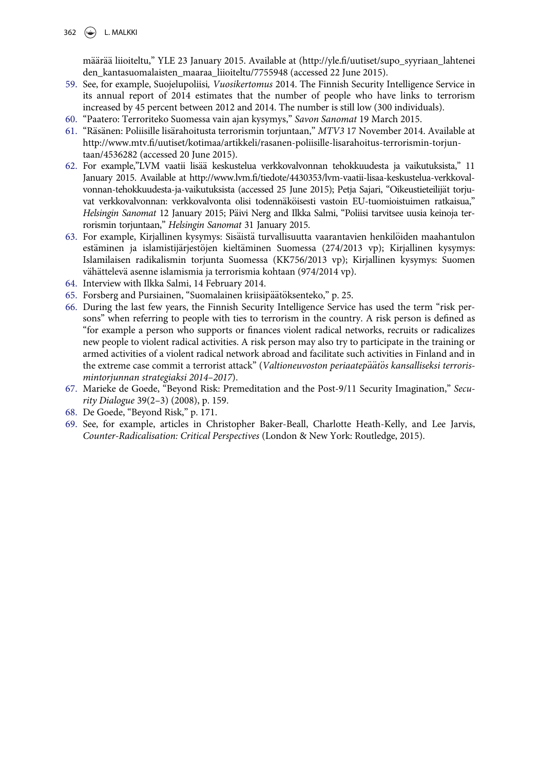määrää liioiteltu," YLE 23 January 2015. Available at (http://yle.fi/uutiset/supo_syyriaan_lahteneiden_kantasuomalaisten_maaraa_liioiteltu/7755948 (accessed 22 June 2015).

59. See, for example, Suojelupoliisi, *Vuosikertomus* 2014. The Finnish Security Intelligence Service in its annual report of 2014 estimates that the number of people who have links to terrorism increased by 45 percent between 2012 and 2014. The number is still low (300 individuals).
60. "Paatero: Terroriteko Suomessa vain ajan kysymys," *Savon Sanomat* 19 March 2015.
61. "Räsänen: Poliisille lisärahoitusta terrorismin torjuntaan," *MTV3* 17 November 2014. Available at http://www.mtv.fi/uutiset/kotimaa/artikkeli/rasanen-poliisille-lisarahoitus-terrorismin-torjuntaan/4536282 (accessed 20 June 2015).
62. For example,"LVM vaatii lisää keskustelua verkkovalvonnan tehokkuudesta ja vaikutuksista," 11 January 2015. Available at http://www.lvm.fi/tiedote/4430353/lvm-vaatii-lisaa-keskustelua-verkkovalvonnan-tehokkuudesta-ja-vaikutuksista (accessed 25 June 2015); Petja Sajari, "Oikeustieteilijät torjuvat verkkovalvonnan: verkkovalvonta olisi todennäköisesti vastoin EU-tuomioistuimen ratkaisua," *Helsingin Sanomat* 12 January 2015; Päivi Nerg and Ilkka Salmi, "Poliisi tarvitsee uusia keinoja terrorismin torjuntaan," *Helsingin Sanomat* 31 January 2015.
63. For example, Kirjallinen kysymys: Sisäistä turvallisuutta vaarantavien henkilöiden maahantulon estäminen ja islamistijärjestöjen kieltäminen Suomessa (274/2013 vp); Kirjallinen kysymys: Islamilaisen radikalismin torjunta Suomessa (KK756/2013 vp); Kirjallinen kysymys: Suomen vähättelevä asenne islamismia ja terrorismia kohtaan (974/2014 vp).
64. Interview with Ilkka Salmi, 14 February 2014.
65. Forsberg and Pursiainen, "Suomalainen kriisipäätöksenteko," p. 25.
66. During the last few years, the Finnish Security Intelligence Service has used the term "risk persons" when referring to people with ties to terrorism in the country. A risk person is defined as "for example a person who supports or finances violent radical networks, recruits or radicalizes new people to violent radical activities. A risk person may also try to participate in the training or armed activities of a violent radical network abroad and facilitate such activities in Finland and in the extreme case commit a terrorist attack" (*Valtioneuvoston periaatepäätös kansalliseksi terrorismintorjunnan strategiaksi 2014–2017*).
67. Marieke de Goede, "Beyond Risk: Premeditation and the Post-9/11 Security Imagination," *Security Dialogue* 39(2–3) (2008), p. 159.
68. De Goede, "Beyond Risk," p. 171.
69. See, for example, articles in Christopher Baker-Beall, Charlotte Heath-Kelly, and Lee Jarvis, *Counter-Radicalisation: Critical Perspectives* (London & New York: Routledge, 2015).